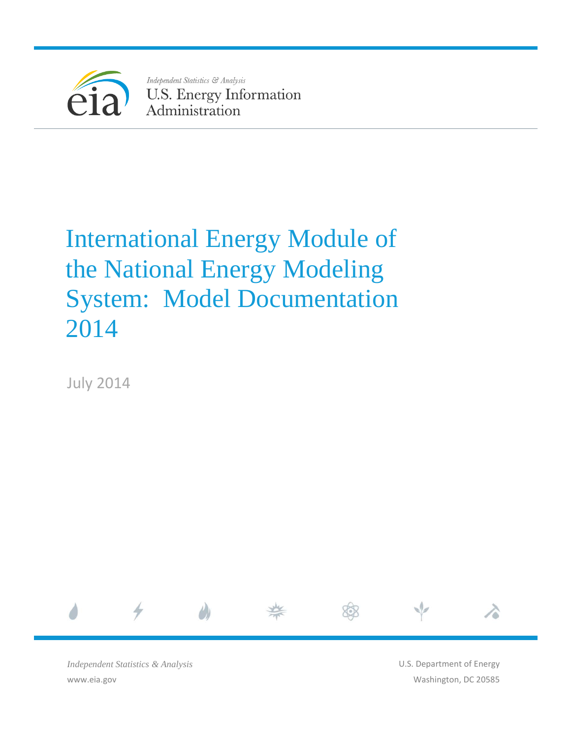Independent Statistics & Analysis

U.S. Energy Information Administration

# International Energy Module of the National Energy Modeling System: Model Documentation 2014

July 2014

*Independent Statistics & Analysis*

www.eia.gov

U.S. Department of Energy

Washington, DC 20585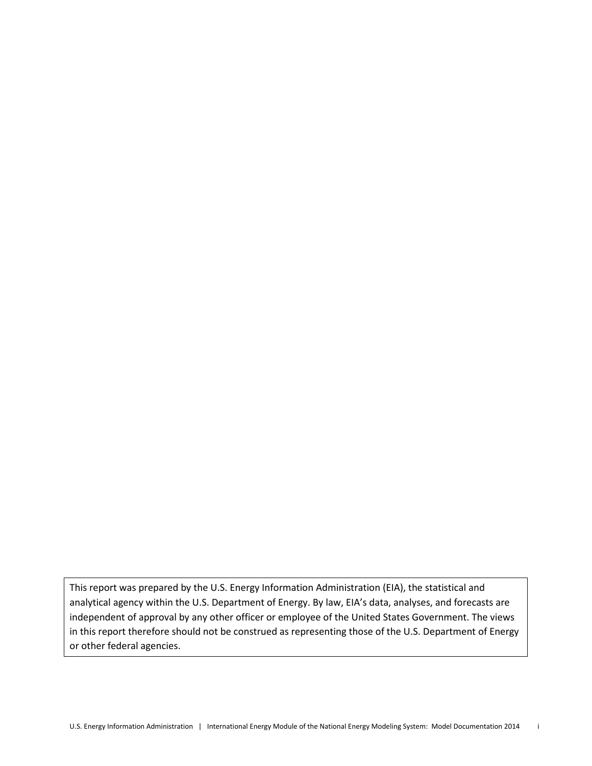This report was prepared by the U.S. Energy Information Administration (EIA), the statistical and analytical agency within the U.S. Department of Energy. By law, EIA's data, analyses, and forecasts are independent of approval by any other officer or employee of the United States Government. The views in this report therefore should not be construed as representing those of the U.S. Department of Energy or other federal agencies.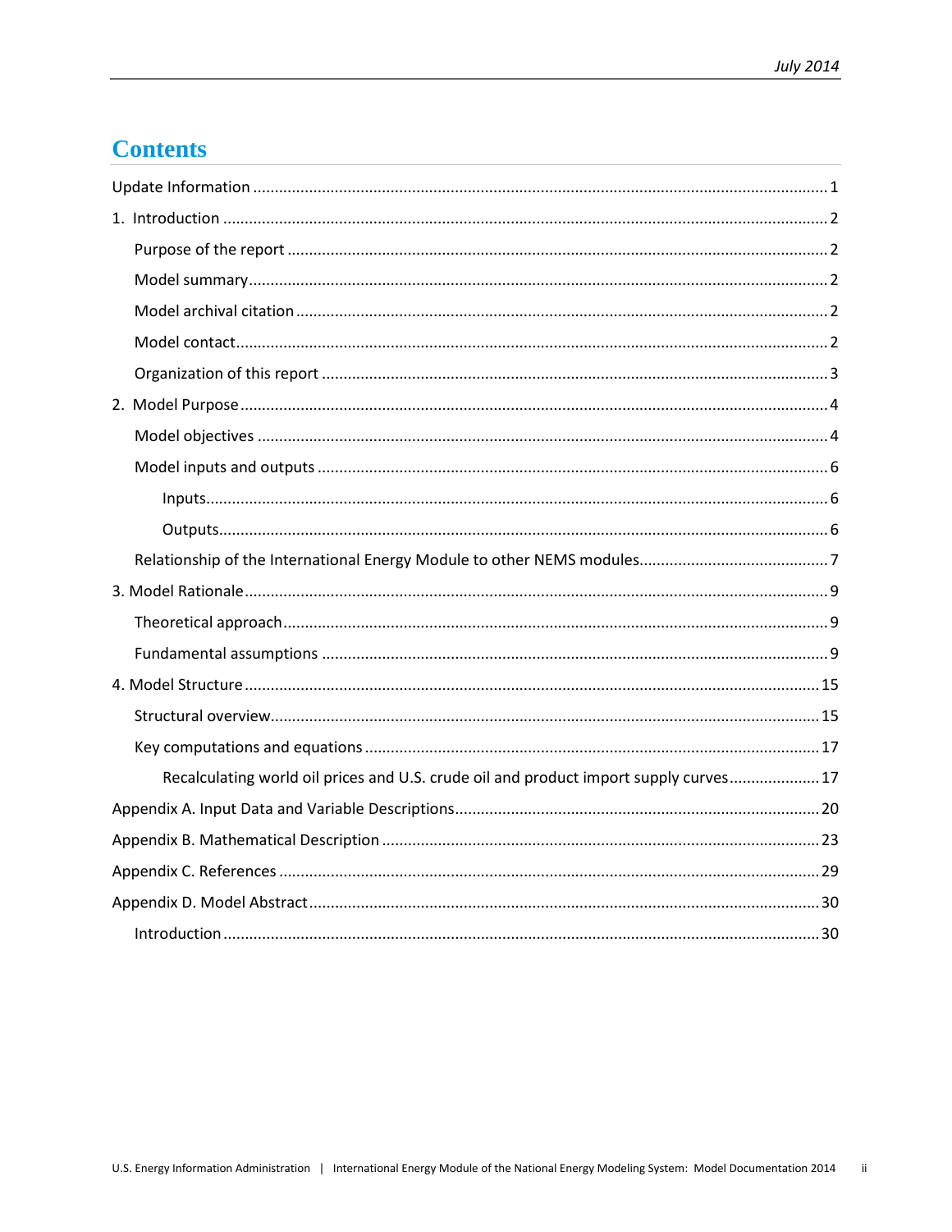# Contents

Update Information ..... 1

1. Introduction ..... 2
   - Purpose of the report ..... 2
   - Model summary ..... 2
   - Model archival citation ..... 2
   - Model contact ..... 2
   - Organization of this report ..... 3

2. Model Purpose ..... 4
   - Model objectives ..... 4
   - Model inputs and outputs ..... 6
     - Inputs ..... 6
     - Outputs ..... 6
   - Relationship of the International Energy Module to other NEMS modules ..... 7

3. Model Rationale ..... 9
   - Theoretical approach ..... 9
   - Fundamental assumptions ..... 9

4. Model Structure ..... 15
   - Structural overview ..... 15
   - Key computations and equations ..... 17
     - Recalculating world oil prices and U.S. crude oil and product import supply curves ..... 17

Appendix A. Input Data and Variable Descriptions ..... 20

Appendix B. Mathematical Description ..... 23

Appendix C. References ..... 29

Appendix D. Model Abstract ..... 30
   - Introduction ..... 30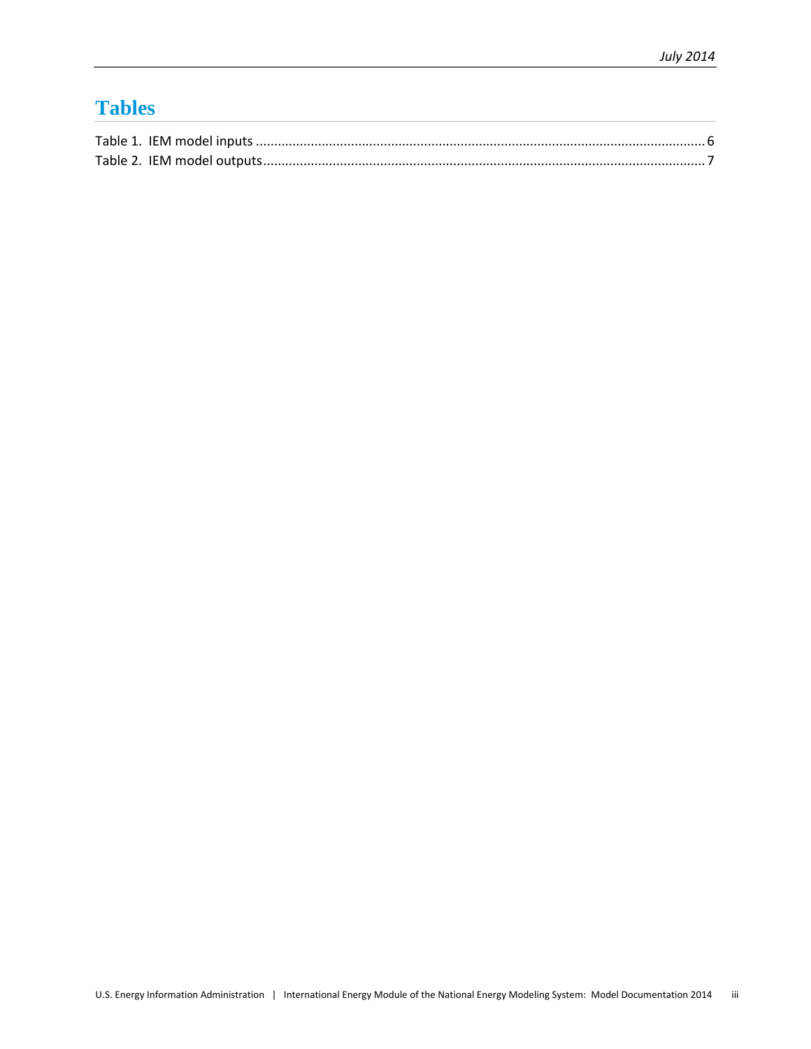# Tables

Table 1. IEM model inputs ........................................................................................................................ 6

Table 2. IEM model outputs ...................................................................................................................... 7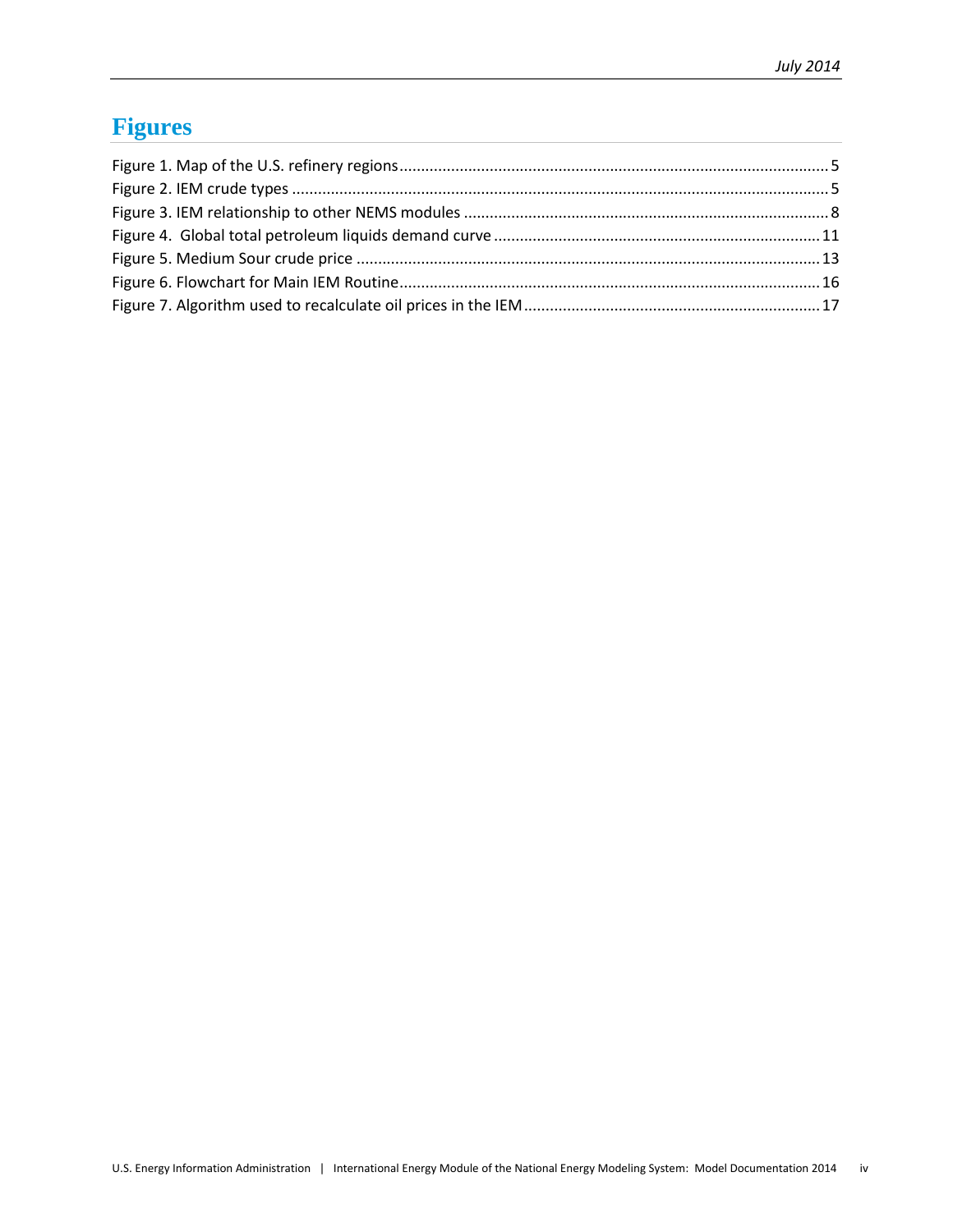# Figures

Figure 1. Map of the U.S. refinery regions .................................................. 5
Figure 2. IEM crude types .................................................. 5
Figure 3. IEM relationship to other NEMS modules .................................................. 8
Figure 4. Global total petroleum liquids demand curve .................................................. 11
Figure 5. Medium Sour crude price .................................................. 13
Figure 6. Flowchart for Main IEM Routine .................................................. 16
Figure 7. Algorithm used to recalculate oil prices in the IEM .................................................. 17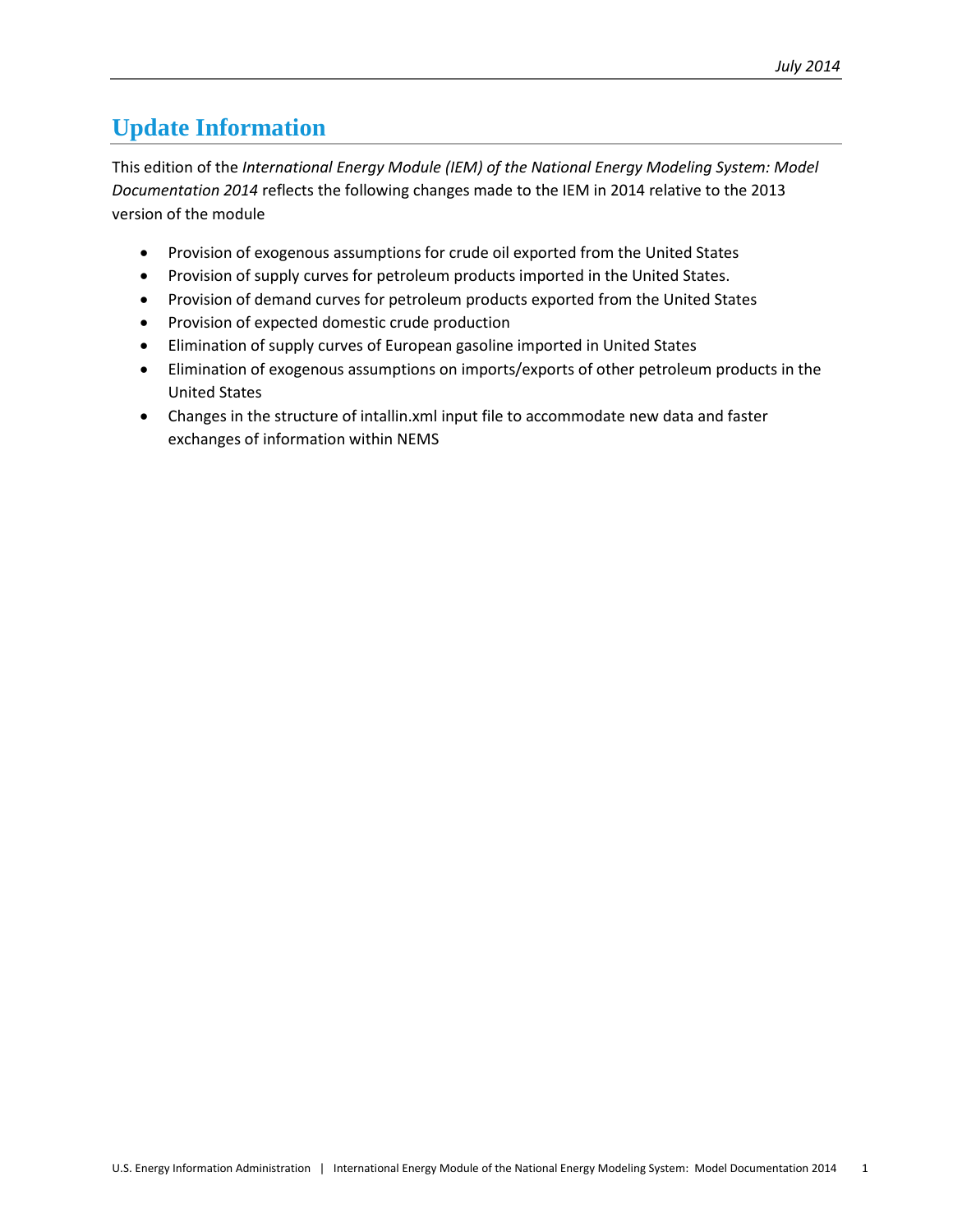# Update Information

This edition of the *International Energy Module (IEM) of the National Energy Modeling System: Model Documentation 2014* reflects the following changes made to the IEM in 2014 relative to the 2013 version of the module

- Provision of exogenous assumptions for crude oil exported from the United States
- Provision of supply curves for petroleum products imported in the United States.
- Provision of demand curves for petroleum products exported from the United States
- Provision of expected domestic crude production
- Elimination of supply curves of European gasoline imported in United States
- Elimination of exogenous assumptions on imports/exports of other petroleum products in the United States
- Changes in the structure of intallin.xml input file to accommodate new data and faster exchanges of information within NEMS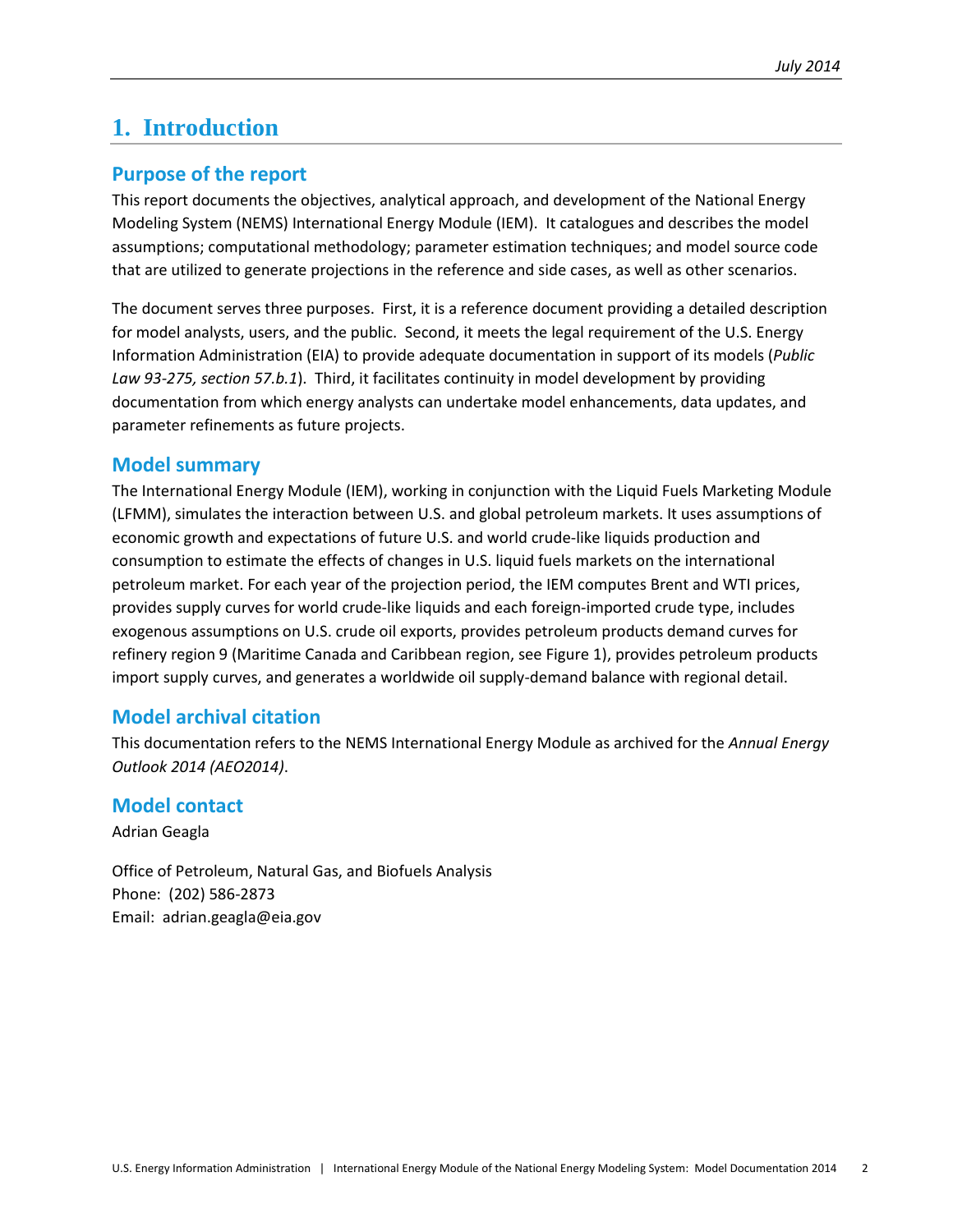# 1. Introduction

## Purpose of the report

This report documents the objectives, analytical approach, and development of the National Energy Modeling System (NEMS) International Energy Module (IEM). It catalogues and describes the model assumptions; computational methodology; parameter estimation techniques; and model source code that are utilized to generate projections in the reference and side cases, as well as other scenarios.

The document serves three purposes. First, it is a reference document providing a detailed description for model analysts, users, and the public. Second, it meets the legal requirement of the U.S. Energy Information Administration (EIA) to provide adequate documentation in support of its models (*Public Law 93-275, section 57.b.1*). Third, it facilitates continuity in model development by providing documentation from which energy analysts can undertake model enhancements, data updates, and parameter refinements as future projects.

## Model summary

The International Energy Module (IEM), working in conjunction with the Liquid Fuels Marketing Module (LFMM), simulates the interaction between U.S. and global petroleum markets. It uses assumptions of economic growth and expectations of future U.S. and world crude-like liquids production and consumption to estimate the effects of changes in U.S. liquid fuels markets on the international petroleum market. For each year of the projection period, the IEM computes Brent and WTI prices, provides supply curves for world crude-like liquids and each foreign-imported crude type, includes exogenous assumptions on U.S. crude oil exports, provides petroleum products demand curves for refinery region 9 (Maritime Canada and Caribbean region, see Figure 1), provides petroleum products import supply curves, and generates a worldwide oil supply-demand balance with regional detail.

## Model archival citation

This documentation refers to the NEMS International Energy Module as archived for the *Annual Energy Outlook 2014 (AEO2014)*.

## Model contact

Adrian Geagla

Office of Petroleum, Natural Gas, and Biofuels Analysis
Phone: (202) 586-2873
Email: adrian.geagla@eia.gov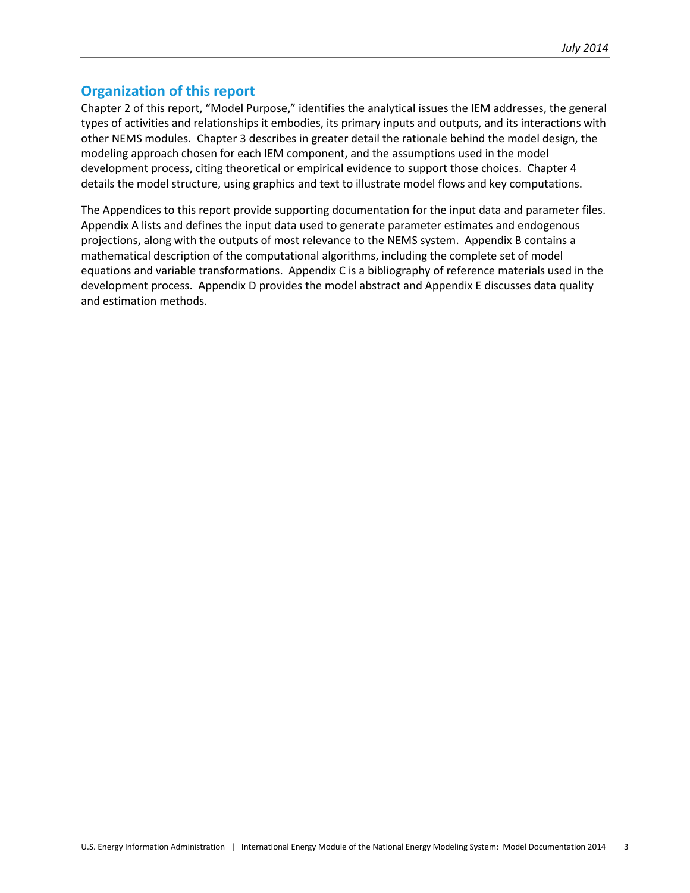## Organization of this report

Chapter 2 of this report, "Model Purpose," identifies the analytical issues the IEM addresses, the general types of activities and relationships it embodies, its primary inputs and outputs, and its interactions with other NEMS modules. Chapter 3 describes in greater detail the rationale behind the model design, the modeling approach chosen for each IEM component, and the assumptions used in the model development process, citing theoretical or empirical evidence to support those choices. Chapter 4 details the model structure, using graphics and text to illustrate model flows and key computations.

The Appendices to this report provide supporting documentation for the input data and parameter files. Appendix A lists and defines the input data used to generate parameter estimates and endogenous projections, along with the outputs of most relevance to the NEMS system. Appendix B contains a mathematical description of the computational algorithms, including the complete set of model equations and variable transformations. Appendix C is a bibliography of reference materials used in the development process. Appendix D provides the model abstract and Appendix E discusses data quality and estimation methods.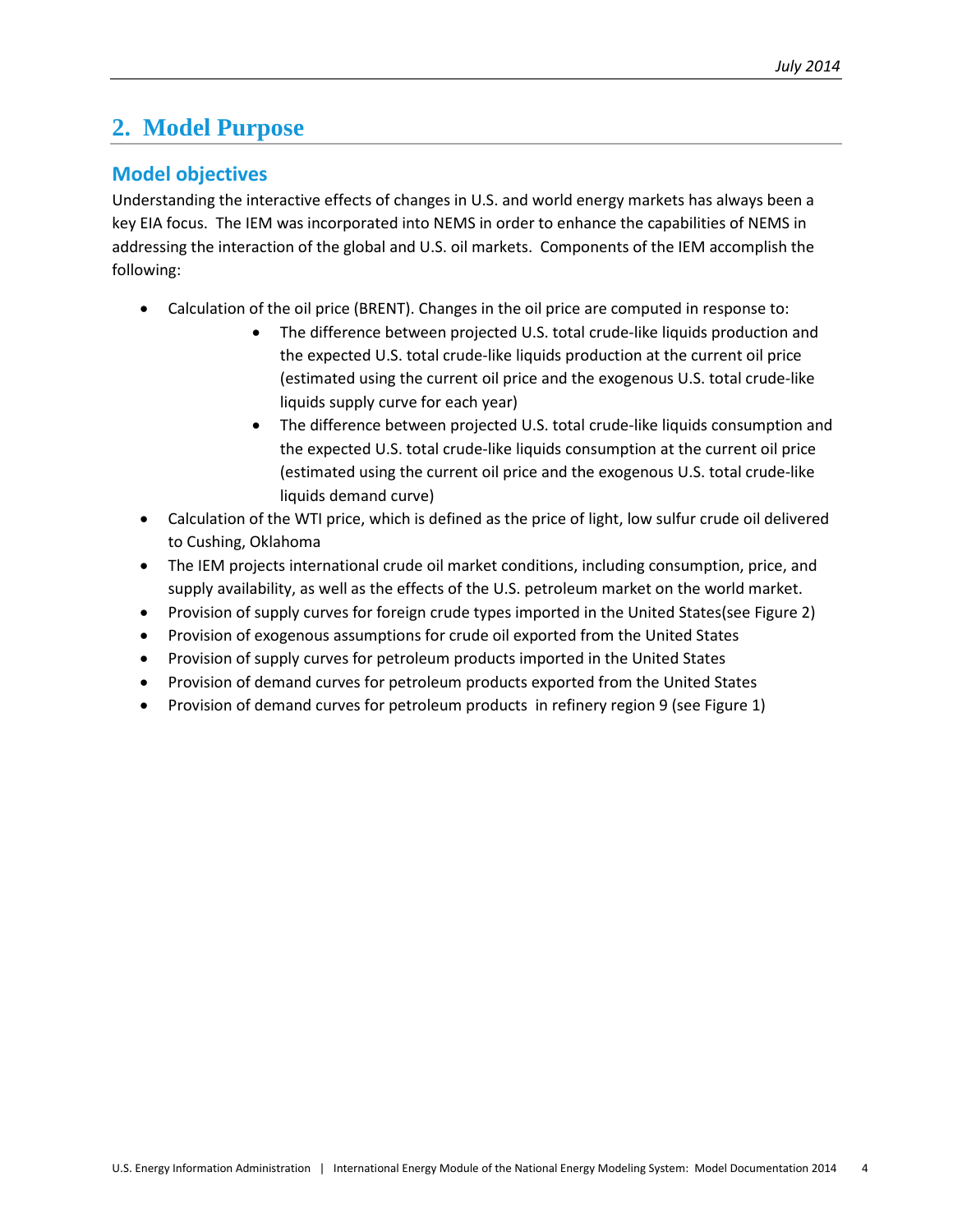# 2. Model Purpose

## Model objectives

Understanding the interactive effects of changes in U.S. and world energy markets has always been a key EIA focus. The IEM was incorporated into NEMS in order to enhance the capabilities of NEMS in addressing the interaction of the global and U.S. oil markets. Components of the IEM accomplish the following:

- Calculation of the oil price (BRENT). Changes in the oil price are computed in response to:
  - The difference between projected U.S. total crude-like liquids production and the expected U.S. total crude-like liquids production at the current oil price (estimated using the current oil price and the exogenous U.S. total crude-like liquids supply curve for each year)
  - The difference between projected U.S. total crude-like liquids consumption and the expected U.S. total crude-like liquids consumption at the current oil price (estimated using the current oil price and the exogenous U.S. total crude-like liquids demand curve)
- Calculation of the WTI price, which is defined as the price of light, low sulfur crude oil delivered to Cushing, Oklahoma
- The IEM projects international crude oil market conditions, including consumption, price, and supply availability, as well as the effects of the U.S. petroleum market on the world market.
- Provision of supply curves for foreign crude types imported in the United States(see Figure 2)
- Provision of exogenous assumptions for crude oil exported from the United States
- Provision of supply curves for petroleum products imported in the United States
- Provision of demand curves for petroleum products exported from the United States
- Provision of demand curves for petroleum products in refinery region 9 (see Figure 1)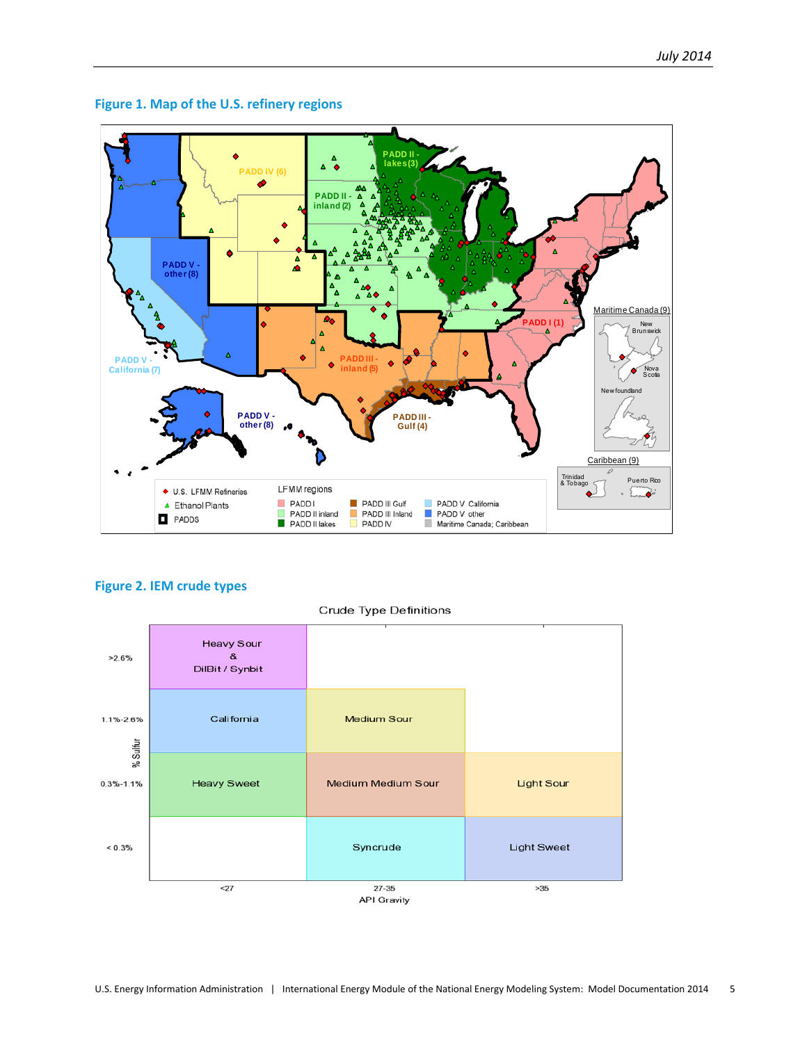## Figure 1. Map of the U.S. refinery regions

## Figure 2. IEM crude types

Crude Type Definitions

| % Sulfur | <27 | 27-35 | >35 |
|---|---|---|---|
| >2.6% | Heavy Sour & DilBit / Synbit | | |
| 1.1%-2.6% | California | Medium Sour | |
| 0.3%-1.1% | Heavy Sweet | Medium Medium Sour | Light Sour |
| < 0.3% | | Syncrude | Light Sweet |

API Gravity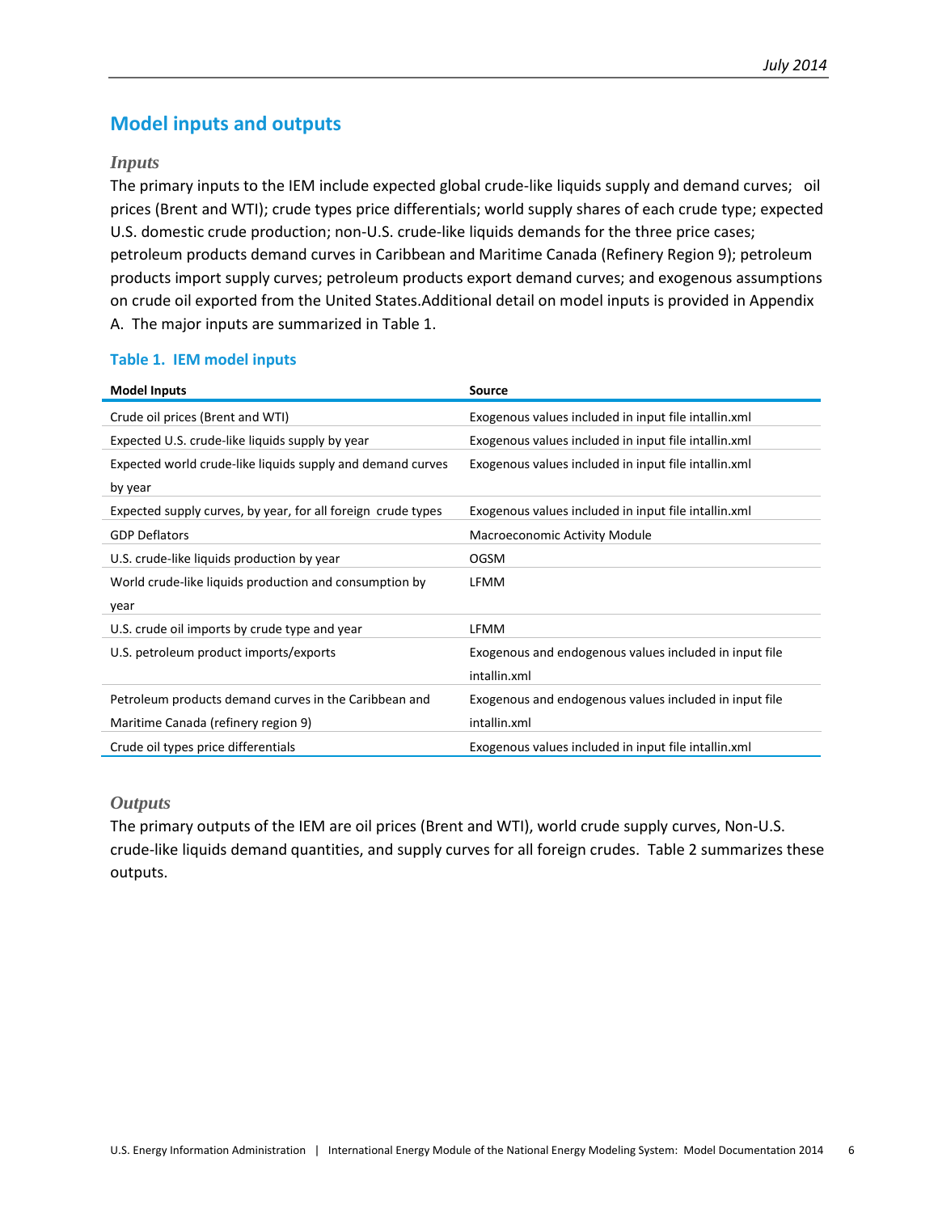## Model inputs and outputs

### *Inputs*

The primary inputs to the IEM include expected global crude-like liquids supply and demand curves; oil prices (Brent and WTI); crude types price differentials; world supply shares of each crude type; expected U.S. domestic crude production; non-U.S. crude-like liquids demands for the three price cases; petroleum products demand curves in Caribbean and Maritime Canada (Refinery Region 9); petroleum products import supply curves; petroleum products export demand curves; and exogenous assumptions on crude oil exported from the United States.Additional detail on model inputs is provided in Appendix A. The major inputs are summarized in Table 1.

**Table 1. IEM model inputs**

| Model Inputs | Source |
|---|---|
| Crude oil prices (Brent and WTI) | Exogenous values included in input file intallin.xml |
| Expected U.S. crude-like liquids supply by year | Exogenous values included in input file intallin.xml |
| Expected world crude-like liquids supply and demand curves by year | Exogenous values included in input file intallin.xml |
| Expected supply curves, by year, for all foreign crude types | Exogenous values included in input file intallin.xml |
| GDP Deflators | Macroeconomic Activity Module |
| U.S. crude-like liquids production by year | OGSM |
| World crude-like liquids production and consumption by year | LFMM |
| U.S. crude oil imports by crude type and year | LFMM |
| U.S. petroleum product imports/exports | Exogenous and endogenous values included in input file intallin.xml |
| Petroleum products demand curves in the Caribbean and Maritime Canada (refinery region 9) | Exogenous and endogenous values included in input file intallin.xml |
| Crude oil types price differentials | Exogenous values included in input file intallin.xml |

### *Outputs*

The primary outputs of the IEM are oil prices (Brent and WTI), world crude supply curves, Non-U.S. crude-like liquids demand quantities, and supply curves for all foreign crudes. Table 2 summarizes these outputs.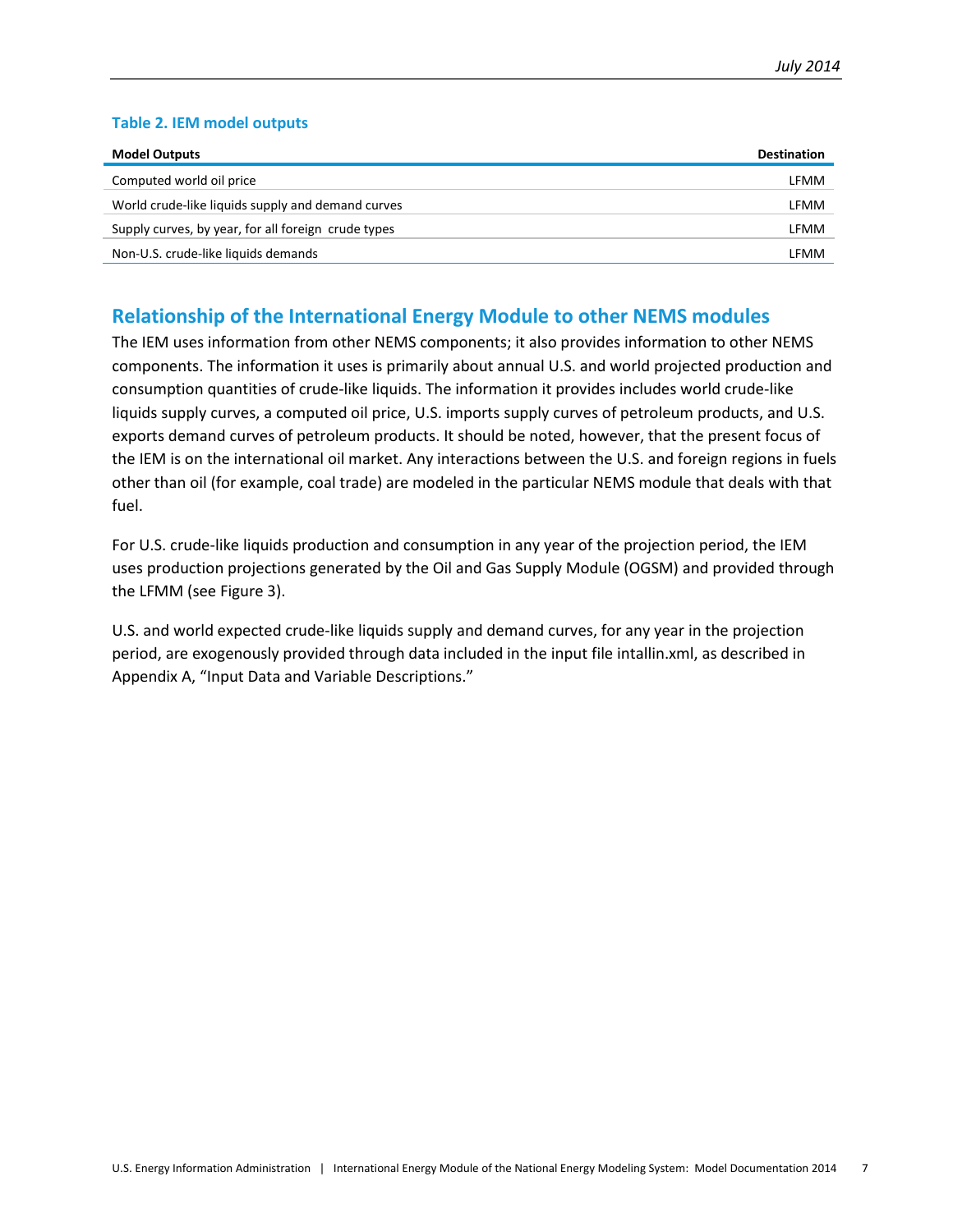**Table 2. IEM model outputs**

| Model Outputs | Destination |
|---|---|
| Computed world oil price | LFMM |
| World crude-like liquids supply and demand curves | LFMM |
| Supply curves, by year, for all foreign crude types | LFMM |
| Non-U.S. crude-like liquids demands | LFMM |

## Relationship of the International Energy Module to other NEMS modules

The IEM uses information from other NEMS components; it also provides information to other NEMS components. The information it uses is primarily about annual U.S. and world projected production and consumption quantities of crude-like liquids. The information it provides includes world crude-like liquids supply curves, a computed oil price, U.S. imports supply curves of petroleum products, and U.S. exports demand curves of petroleum products. It should be noted, however, that the present focus of the IEM is on the international oil market. Any interactions between the U.S. and foreign regions in fuels other than oil (for example, coal trade) are modeled in the particular NEMS module that deals with that fuel.

For U.S. crude-like liquids production and consumption in any year of the projection period, the IEM uses production projections generated by the Oil and Gas Supply Module (OGSM) and provided through the LFMM (see Figure 3).

U.S. and world expected crude-like liquids supply and demand curves, for any year in the projection period, are exogenously provided through data included in the input file intallin.xml, as described in Appendix A, "Input Data and Variable Descriptions."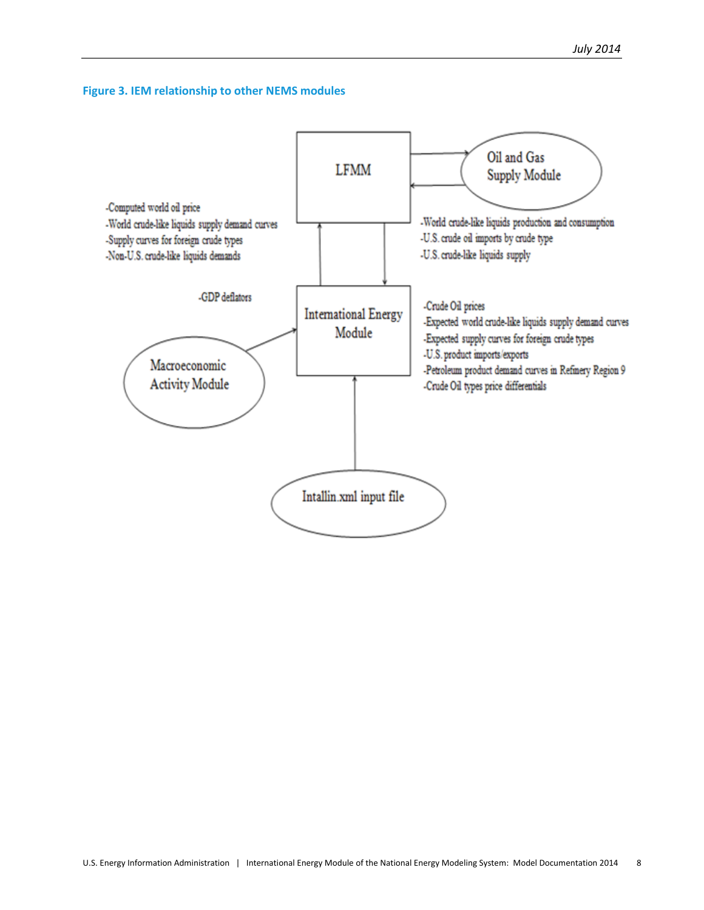**Figure 3. IEM relationship to other NEMS modules**

LFMM

Oil and Gas Supply Module

-Computed world oil price
-World crude-like liquids supply demand curves
-Supply curves for foreign crude types
-Non-U.S. crude-like liquids demands

-World crude-like liquids production and consumption
-U.S. crude oil imports by crude type
-U.S. crude-like liquids supply

-GDP deflators

International Energy Module

-Crude Oil prices
-Expected world crude-like liquids supply demand curves
-Expected supply curves for foreign crude types
-U.S. product imports/exports
-Petroleum product demand curves in Refinery Region 9
-Crude Oil types price differentials

Macroeconomic Activity Module

Intallin.xml input file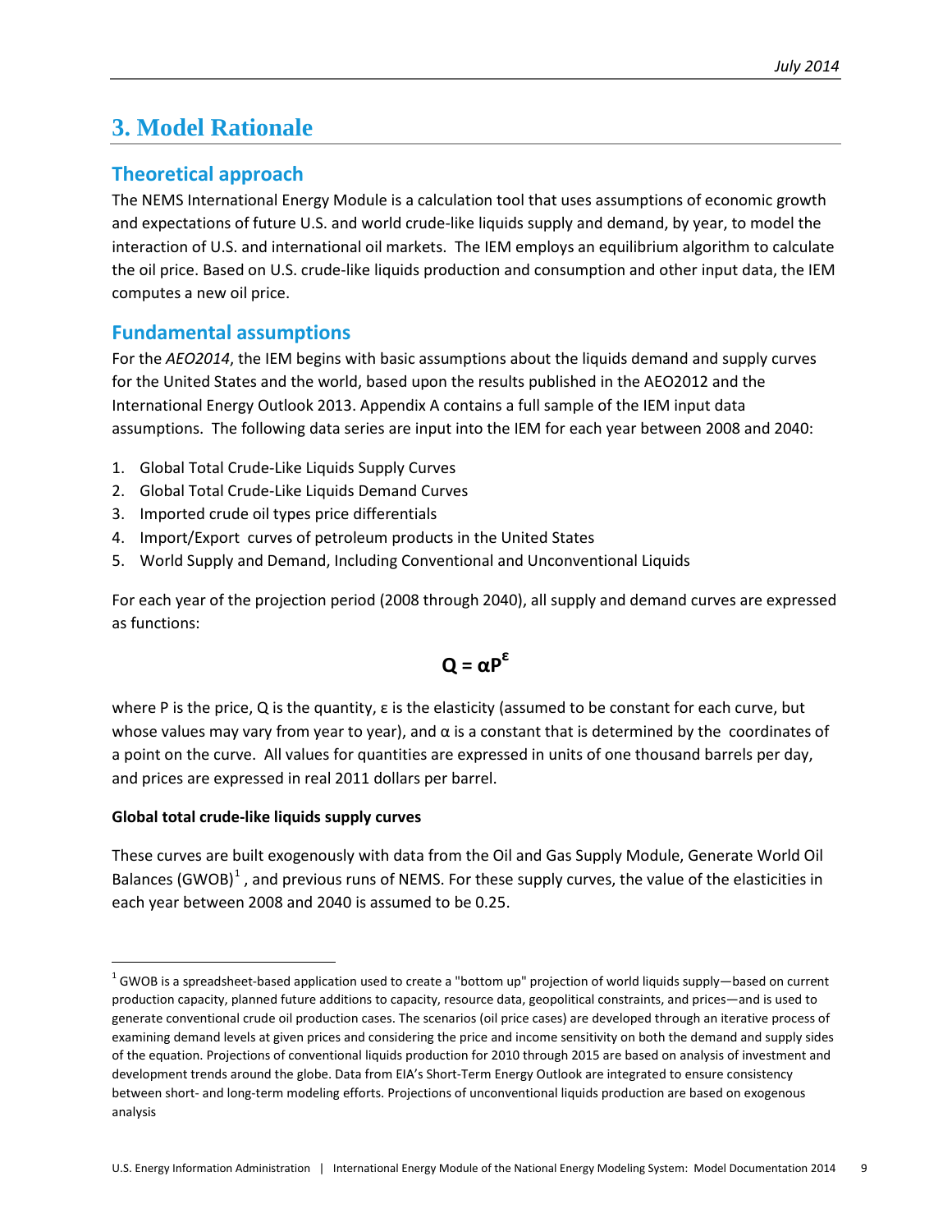# 3. Model Rationale

## Theoretical approach

The NEMS International Energy Module is a calculation tool that uses assumptions of economic growth and expectations of future U.S. and world crude-like liquids supply and demand, by year, to model the interaction of U.S. and international oil markets. The IEM employs an equilibrium algorithm to calculate the oil price. Based on U.S. crude-like liquids production and consumption and other input data, the IEM computes a new oil price.

## Fundamental assumptions

For the *AEO2014*, the IEM begins with basic assumptions about the liquids demand and supply curves for the United States and the world, based upon the results published in the AEO2012 and the International Energy Outlook 2013. Appendix A contains a full sample of the IEM input data assumptions. The following data series are input into the IEM for each year between 2008 and 2040:

1. Global Total Crude-Like Liquids Supply Curves
2. Global Total Crude-Like Liquids Demand Curves
3. Imported crude oil types price differentials
4. Import/Export curves of petroleum products in the United States
5. World Supply and Demand, Including Conventional and Unconventional Liquids

For each year of the projection period (2008 through 2040), all supply and demand curves are expressed as functions:

$$\mathbf{Q = \alpha P^{\varepsilon}}$$

where P is the price, Q is the quantity, $\varepsilon$ is the elasticity (assumed to be constant for each curve, but whose values may vary from year to year), and $\alpha$ is a constant that is determined by the coordinates of a point on the curve. All values for quantities are expressed in units of one thousand barrels per day, and prices are expressed in real 2011 dollars per barrel.

**Global total crude-like liquids supply curves**

These curves are built exogenously with data from the Oil and Gas Supply Module, Generate World Oil Balances (GWOB)[1], and previous runs of NEMS. For these supply curves, the value of the elasticities in each year between 2008 and 2040 is assumed to be 0.25.

[1] GWOB is a spreadsheet-based application used to create a "bottom up" projection of world liquids supply—based on current production capacity, planned future additions to capacity, resource data, geopolitical constraints, and prices—and is used to generate conventional crude oil production cases. The scenarios (oil price cases) are developed through an iterative process of examining demand levels at given prices and considering the price and income sensitivity on both the demand and supply sides of the equation. Projections of conventional liquids production for 2010 through 2015 are based on analysis of investment and development trends around the globe. Data from EIA's Short-Term Energy Outlook are integrated to ensure consistency between short- and long-term modeling efforts. Projections of unconventional liquids production are based on exogenous analysis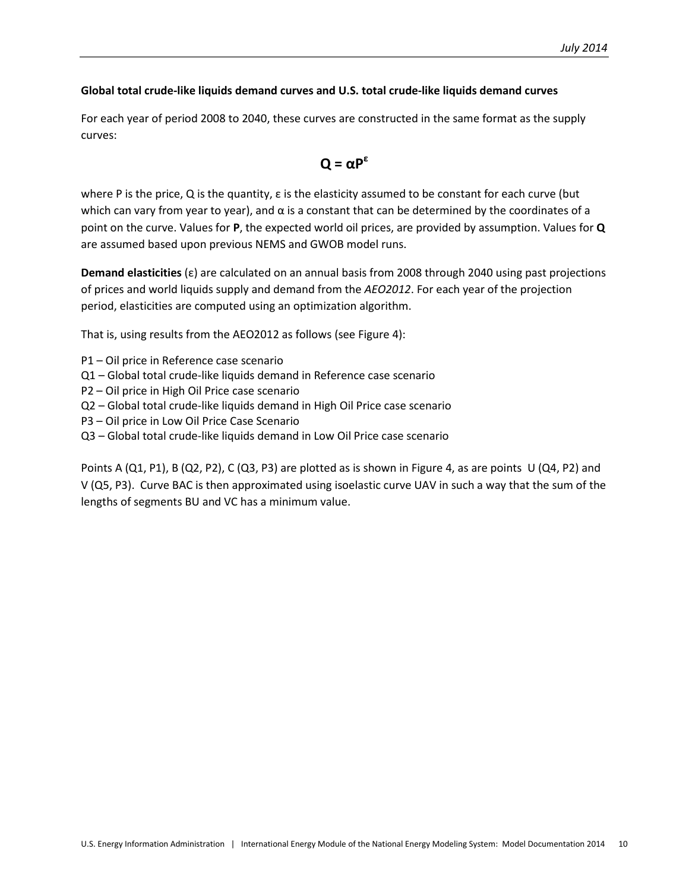**Global total crude-like liquids demand curves and U.S. total crude-like liquids demand curves**

For each year of period 2008 to 2040, these curves are constructed in the same format as the supply curves:

$$Q = \alpha P^{\varepsilon}$$

where P is the price, Q is the quantity, $\varepsilon$ is the elasticity assumed to be constant for each curve (but which can vary from year to year), and $\alpha$ is a constant that can be determined by the coordinates of a point on the curve. Values for **P**, the expected world oil prices, are provided by assumption. Values for **Q** are assumed based upon previous NEMS and GWOB model runs.

**Demand elasticities** ($\varepsilon$) are calculated on an annual basis from 2008 through 2040 using past projections of prices and world liquids supply and demand from the *AEO2012*. For each year of the projection period, elasticities are computed using an optimization algorithm.

That is, using results from the AEO2012 as follows (see Figure 4):

P1 – Oil price in Reference case scenario
Q1 – Global total crude-like liquids demand in Reference case scenario
P2 – Oil price in High Oil Price case scenario
Q2 – Global total crude-like liquids demand in High Oil Price case scenario
P3 – Oil price in Low Oil Price Case Scenario
Q3 – Global total crude-like liquids demand in Low Oil Price case scenario

Points A (Q1, P1), B (Q2, P2), C (Q3, P3) are plotted as is shown in Figure 4, as are points U (Q4, P2) and V (Q5, P3). Curve BAC is then approximated using isoelastic curve UAV in such a way that the sum of the lengths of segments BU and VC has a minimum value.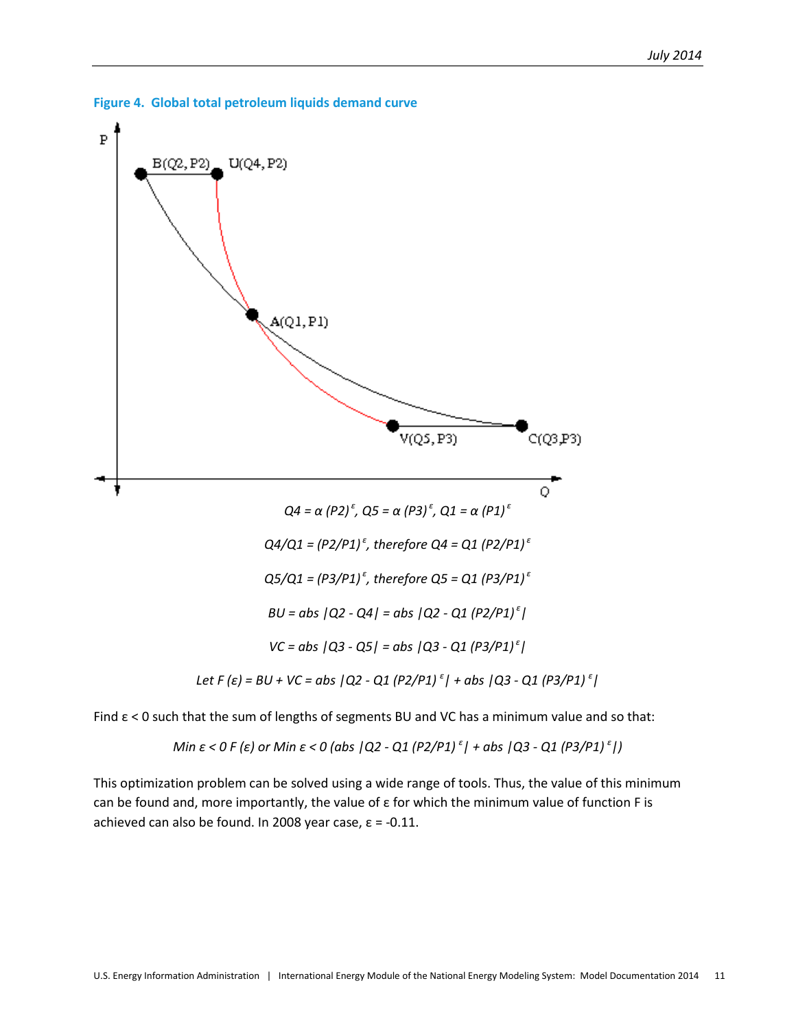**Figure 4. Global total petroleum liquids demand curve**

$$Q4 = \alpha\,(P2)^{\varepsilon},\; Q5 = \alpha\,(P3)^{\varepsilon},\; Q1 = \alpha\,(P1)^{\varepsilon}$$

$$Q4/Q1 = (P2/P1)^{\varepsilon}\text{, therefore } Q4 = Q1\,(P2/P1)^{\varepsilon}$$

$$Q5/Q1 = (P3/P1)^{\varepsilon}\text{, therefore } Q5 = Q1\,(P3/P1)^{\varepsilon}$$

$$BU = \text{abs}\,|Q2 - Q4| = \text{abs}\,|Q2 - Q1\,(P2/P1)^{\varepsilon}|$$

$$VC = \text{abs}\,|Q3 - Q5| = \text{abs}\,|Q3 - Q1\,(P3/P1)^{\varepsilon}|$$

$$\text{Let } F(\varepsilon) = BU + VC = \text{abs}\,|Q2 - Q1\,(P2/P1)^{\varepsilon}| + \text{abs}\,|Q3 - Q1\,(P3/P1)^{\varepsilon}|$$

Find $\varepsilon < 0$ such that the sum of lengths of segments BU and VC has a minimum value and so that:

$$\text{Min}_{\varepsilon < 0}\, F(\varepsilon) \text{ or } \text{Min}_{\varepsilon < 0}\,(\text{abs}\,|Q2 - Q1\,(P2/P1)^{\varepsilon}| + \text{abs}\,|Q3 - Q1\,(P3/P1)^{\varepsilon}|)$$

This optimization problem can be solved using a wide range of tools. Thus, the value of this minimum can be found and, more importantly, the value of $\varepsilon$ for which the minimum value of function F is achieved can also be found. In 2008 year case, $\varepsilon = -0.11$.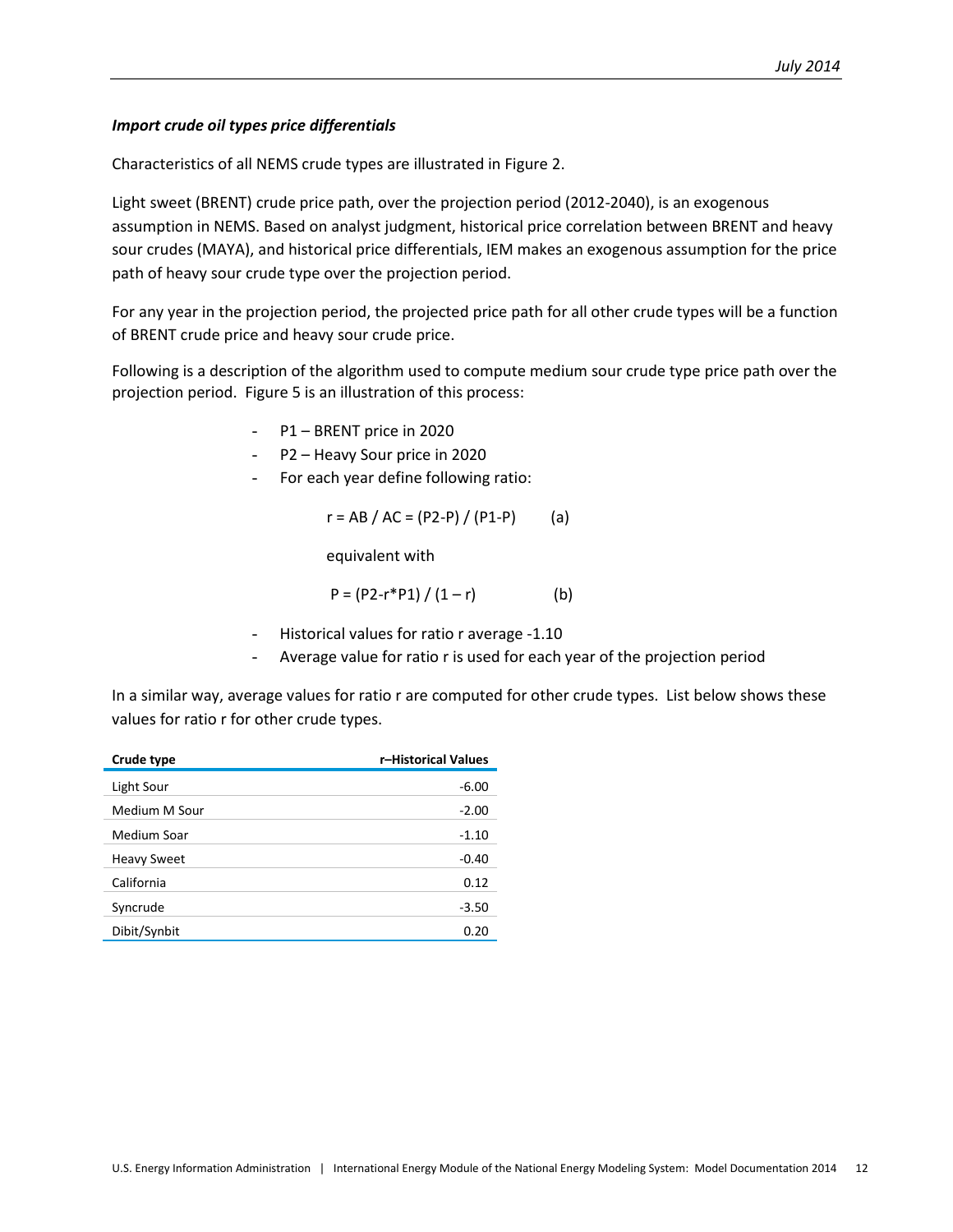***Import crude oil types price differentials***

Characteristics of all NEMS crude types are illustrated in Figure 2.

Light sweet (BRENT) crude price path, over the projection period (2012-2040), is an exogenous assumption in NEMS. Based on analyst judgment, historical price correlation between BRENT and heavy sour crudes (MAYA), and historical price differentials, IEM makes an exogenous assumption for the price path of heavy sour crude type over the projection period.

For any year in the projection period, the projected price path for all other crude types will be a function of BRENT crude price and heavy sour crude price.

Following is a description of the algorithm used to compute medium sour crude type price path over the projection period. Figure 5 is an illustration of this process:

- P1 – BRENT price in 2020
- P2 – Heavy Sour price in 2020
- For each year define following ratio:

  $$r = AB / AC = (P2-P) / (P1-P) \qquad \text{(a)}$$

  equivalent with

  $$P = (P2-r*P1) / (1-r) \qquad \text{(b)}$$

- Historical values for ratio r average -1.10
- Average value for ratio r is used for each year of the projection period

In a similar way, average values for ratio r are computed for other crude types. List below shows these values for ratio r for other crude types.

| Crude type | r–Historical Values |
|---|---:|
| Light Sour | -6.00 |
| Medium M Sour | -2.00 |
| Medium Soar | -1.10 |
| Heavy Sweet | -0.40 |
| California | 0.12 |
| Syncrude | -3.50 |
| Dibit/Synbit | 0.20 |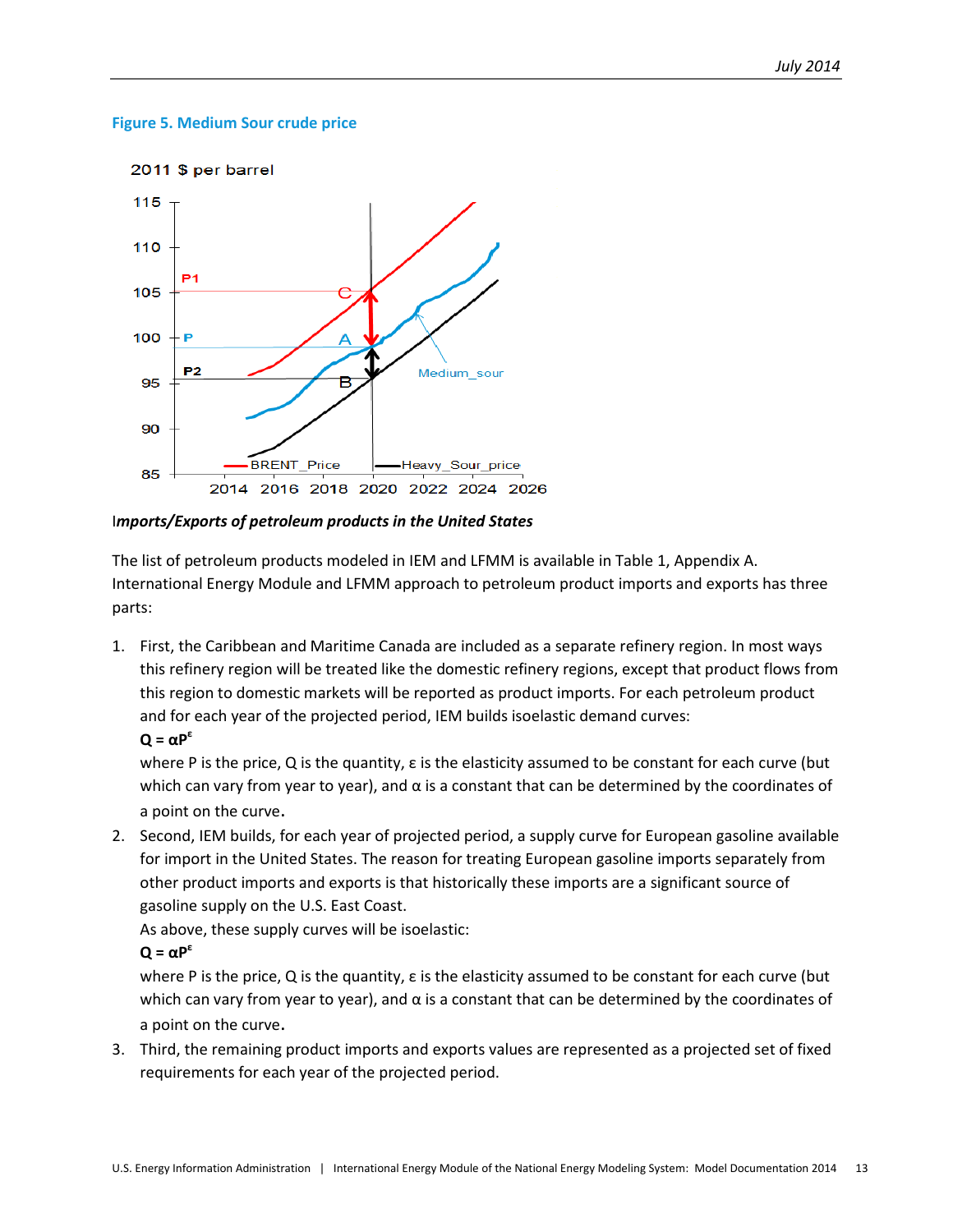**Figure 5. Medium Sour crude price**

***Imports/Exports of petroleum products in the United States***

The list of petroleum products modeled in IEM and LFMM is available in Table 1, Appendix A. International Energy Module and LFMM approach to petroleum product imports and exports has three parts:

1. First, the Caribbean and Maritime Canada are included as a separate refinery region. In most ways this refinery region will be treated like the domestic refinery regions, except that product flows from this region to domestic markets will be reported as product imports. For each petroleum product and for each year of the projected period, IEM builds isoelastic demand curves:

   $$Q = \alpha P^{\varepsilon}$$

   where P is the price, Q is the quantity, ε is the elasticity assumed to be constant for each curve (but which can vary from year to year), and α is a constant that can be determined by the coordinates of a point on the curve.

2. Second, IEM builds, for each year of projected period, a supply curve for European gasoline available for import in the United States. The reason for treating European gasoline imports separately from other product imports and exports is that historically these imports are a significant source of gasoline supply on the U.S. East Coast.

   As above, these supply curves will be isoelastic:

   $$Q = \alpha P^{\varepsilon}$$

   where P is the price, Q is the quantity, ε is the elasticity assumed to be constant for each curve (but which can vary from year to year), and α is a constant that can be determined by the coordinates of a point on the curve.

3. Third, the remaining product imports and exports values are represented as a projected set of fixed requirements for each year of the projected period.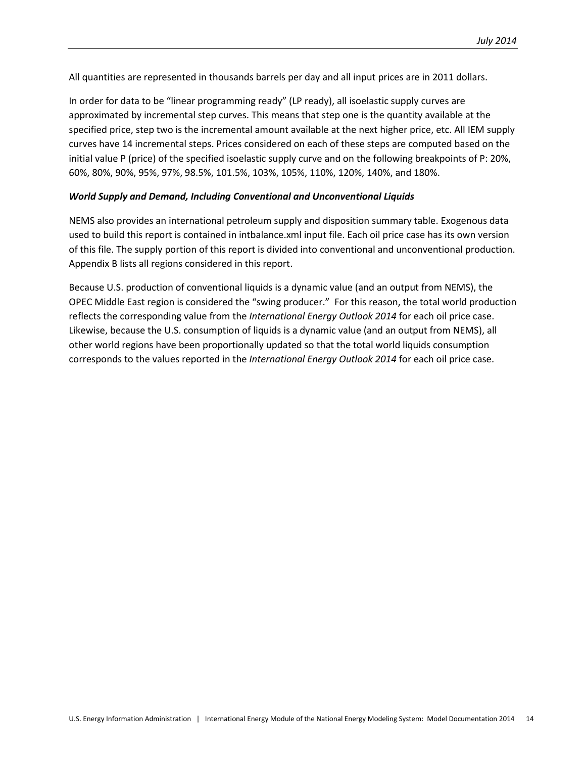All quantities are represented in thousands barrels per day and all input prices are in 2011 dollars.

In order for data to be "linear programming ready" (LP ready), all isoelastic supply curves are approximated by incremental step curves. This means that step one is the quantity available at the specified price, step two is the incremental amount available at the next higher price, etc. All IEM supply curves have 14 incremental steps. Prices considered on each of these steps are computed based on the initial value P (price) of the specified isoelastic supply curve and on the following breakpoints of P: 20%, 60%, 80%, 90%, 95%, 97%, 98.5%, 101.5%, 103%, 105%, 110%, 120%, 140%, and 180%.

***World Supply and Demand, Including Conventional and Unconventional Liquids***

NEMS also provides an international petroleum supply and disposition summary table. Exogenous data used to build this report is contained in intbalance.xml input file. Each oil price case has its own version of this file. The supply portion of this report is divided into conventional and unconventional production. Appendix B lists all regions considered in this report.

Because U.S. production of conventional liquids is a dynamic value (and an output from NEMS), the OPEC Middle East region is considered the "swing producer." For this reason, the total world production reflects the corresponding value from the *International Energy Outlook 2014* for each oil price case. Likewise, because the U.S. consumption of liquids is a dynamic value (and an output from NEMS), all other world regions have been proportionally updated so that the total world liquids consumption corresponds to the values reported in the *International Energy Outlook 2014* for each oil price case.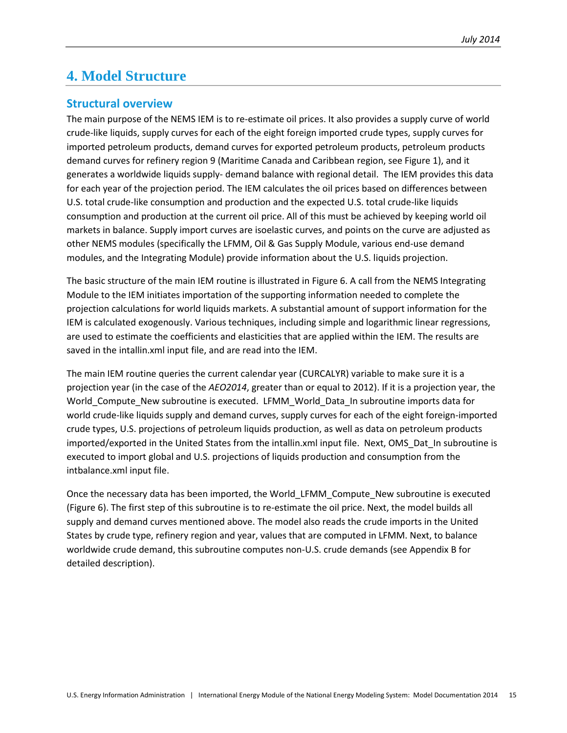# 4. Model Structure

## Structural overview

The main purpose of the NEMS IEM is to re-estimate oil prices. It also provides a supply curve of world crude-like liquids, supply curves for each of the eight foreign imported crude types, supply curves for imported petroleum products, demand curves for exported petroleum products, petroleum products demand curves for refinery region 9 (Maritime Canada and Caribbean region, see Figure 1), and it generates a worldwide liquids supply- demand balance with regional detail. The IEM provides this data for each year of the projection period. The IEM calculates the oil prices based on differences between U.S. total crude-like consumption and production and the expected U.S. total crude-like liquids consumption and production at the current oil price. All of this must be achieved by keeping world oil markets in balance. Supply import curves are isoelastic curves, and points on the curve are adjusted as other NEMS modules (specifically the LFMM, Oil & Gas Supply Module, various end-use demand modules, and the Integrating Module) provide information about the U.S. liquids projection.

The basic structure of the main IEM routine is illustrated in Figure 6. A call from the NEMS Integrating Module to the IEM initiates importation of the supporting information needed to complete the projection calculations for world liquids markets. A substantial amount of support information for the IEM is calculated exogenously. Various techniques, including simple and logarithmic linear regressions, are used to estimate the coefficients and elasticities that are applied within the IEM. The results are saved in the intallin.xml input file, and are read into the IEM.

The main IEM routine queries the current calendar year (CURCALYR) variable to make sure it is a projection year (in the case of the *AEO2014*, greater than or equal to 2012). If it is a projection year, the World_Compute_New subroutine is executed. LFMM_World_Data_In subroutine imports data for world crude-like liquids supply and demand curves, supply curves for each of the eight foreign-imported crude types, U.S. projections of petroleum liquids production, as well as data on petroleum products imported/exported in the United States from the intallin.xml input file. Next, OMS_Dat_In subroutine is executed to import global and U.S. projections of liquids production and consumption from the intbalance.xml input file.

Once the necessary data has been imported, the World_LFMM_Compute_New subroutine is executed (Figure 6). The first step of this subroutine is to re-estimate the oil price. Next, the model builds all supply and demand curves mentioned above. The model also reads the crude imports in the United States by crude type, refinery region and year, values that are computed in LFMM. Next, to balance worldwide crude demand, this subroutine computes non-U.S. crude demands (see Appendix B for detailed description).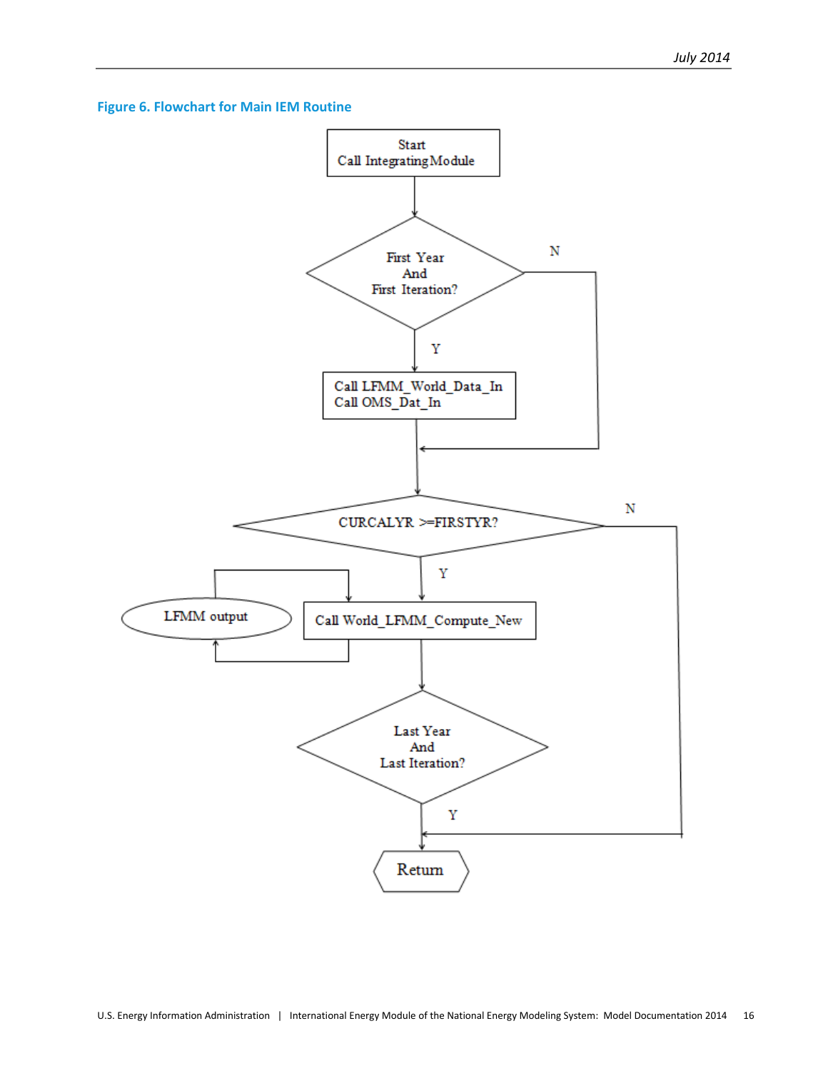**Figure 6. Flowchart for Main IEM Routine**

Start
Call Integrating Module

First Year
And
First Iteration?

N

Y

Call LFMM_World_Data_In
Call OMS_Dat_In

CURCALYR >=FIRSTYR?

N

Y

LFMM output

Call World_LFMM_Compute_New

Last Year
And
Last Iteration?

Y

Return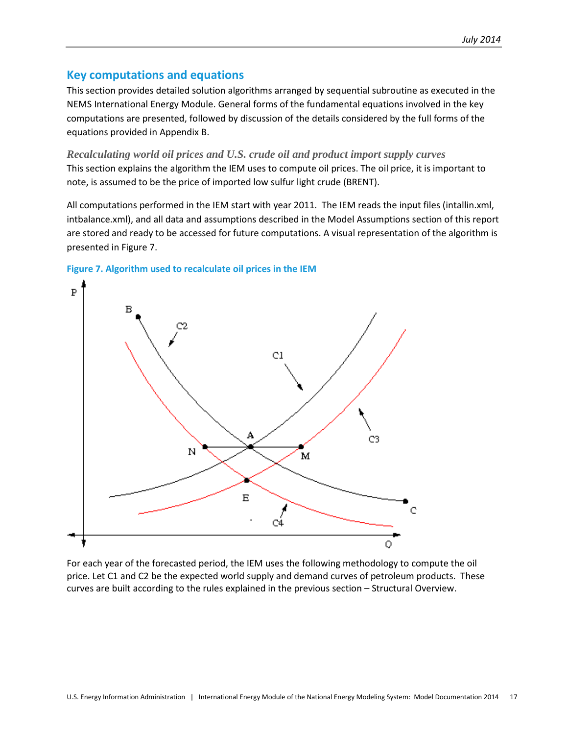## Key computations and equations

This section provides detailed solution algorithms arranged by sequential subroutine as executed in the NEMS International Energy Module. General forms of the fundamental equations involved in the key computations are presented, followed by discussion of the details considered by the full forms of the equations provided in Appendix B.

### *Recalculating world oil prices and U.S. crude oil and product import supply curves*

This section explains the algorithm the IEM uses to compute oil prices. The oil price, it is important to note, is assumed to be the price of imported low sulfur light crude (BRENT).

All computations performed in the IEM start with year 2011. The IEM reads the input files (intallin.xml, intbalance.xml), and all data and assumptions described in the Model Assumptions section of this report are stored and ready to be accessed for future computations. A visual representation of the algorithm is presented in Figure 7.

**Figure 7. Algorithm used to recalculate oil prices in the IEM**

For each year of the forecasted period, the IEM uses the following methodology to compute the oil price. Let C1 and C2 be the expected world supply and demand curves of petroleum products. These curves are built according to the rules explained in the previous section – Structural Overview.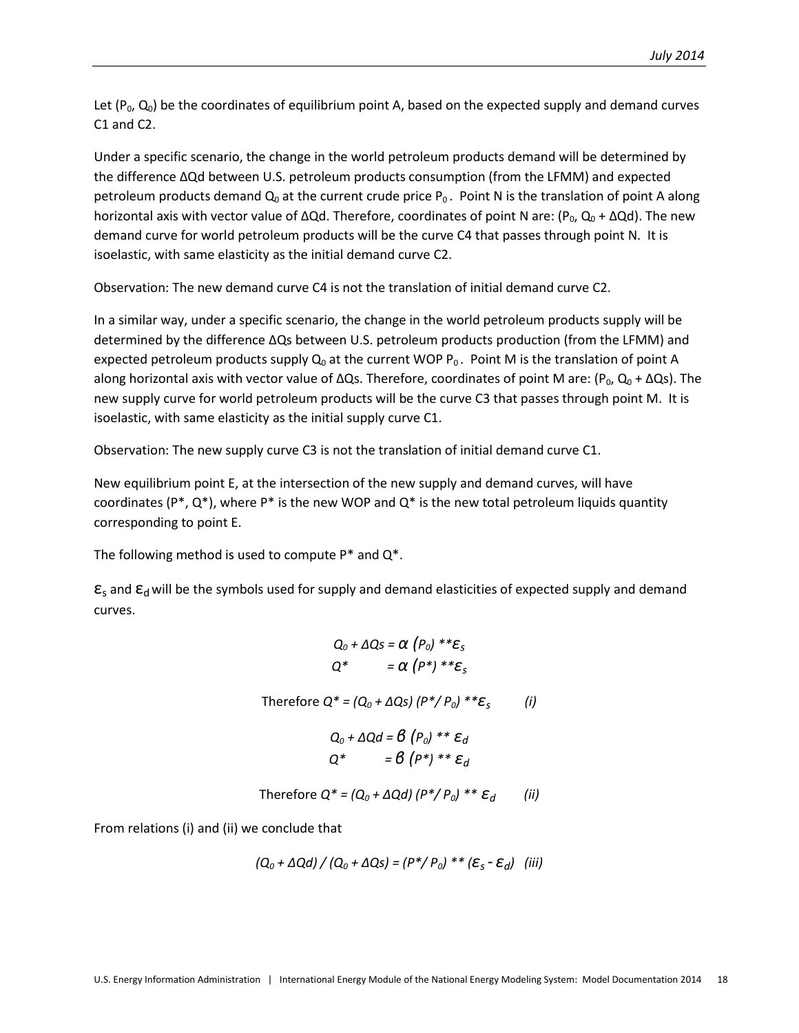Let $(P_0, Q_0)$ be the coordinates of equilibrium point A, based on the expected supply and demand curves C1 and C2.

Under a specific scenario, the change in the world petroleum products demand will be determined by the difference $\Delta Qd$ between U.S. petroleum products consumption (from the LFMM) and expected petroleum products demand $Q_0$ at the current crude price $P_0$. Point N is the translation of point A along horizontal axis with vector value of $\Delta Qd$. Therefore, coordinates of point N are: $(P_0, Q_0 + \Delta Qd)$. The new demand curve for world petroleum products will be the curve C4 that passes through point N. It is isoelastic, with same elasticity as the initial demand curve C2.

Observation: The new demand curve C4 is not the translation of initial demand curve C2.

In a similar way, under a specific scenario, the change in the world petroleum products supply will be determined by the difference $\Delta Qs$ between U.S. petroleum products production (from the LFMM) and expected petroleum products supply $Q_0$ at the current WOP $P_0$. Point M is the translation of point A along horizontal axis with vector value of $\Delta Qs$. Therefore, coordinates of point M are: $(P_0, Q_0 + \Delta Qs)$. The new supply curve for world petroleum products will be the curve C3 that passes through point M. It is isoelastic, with same elasticity as the initial supply curve C1.

Observation: The new supply curve C3 is not the translation of initial demand curve C1.

New equilibrium point E, at the intersection of the new supply and demand curves, will have coordinates $(P^*, Q^*)$, where $P^*$ is the new WOP and $Q^*$ is the new total petroleum liquids quantity corresponding to point E.

The following method is used to compute $P^*$ and $Q^*$.

$\varepsilon_s$ and $\varepsilon_d$ will be the symbols used for supply and demand elasticities of expected supply and demand curves.

$$Q_0 + \Delta Qs = \alpha \, (P_0) ** \varepsilon_s$$

$$Q^* = \alpha \, (P^*) ** \varepsilon_s$$

Therefore $Q^* = (Q_0 + \Delta Qs) \, (P^* / P_0) ** \varepsilon_s \qquad (i)$

$$Q_0 + \Delta Qd = \beta \, (P_0) ** \varepsilon_d$$

$$Q^* = \beta \, (P^*) ** \varepsilon_d$$

Therefore $Q^* = (Q_0 + \Delta Qd) \, (P^* / P_0) ** \varepsilon_d \qquad (ii)$

From relations (i) and (ii) we conclude that

$$(Q_0 + \Delta Qd) \,/\, (Q_0 + \Delta Qs) = (P^* / P_0) ** (\varepsilon_s - \varepsilon_d) \quad (iii)$$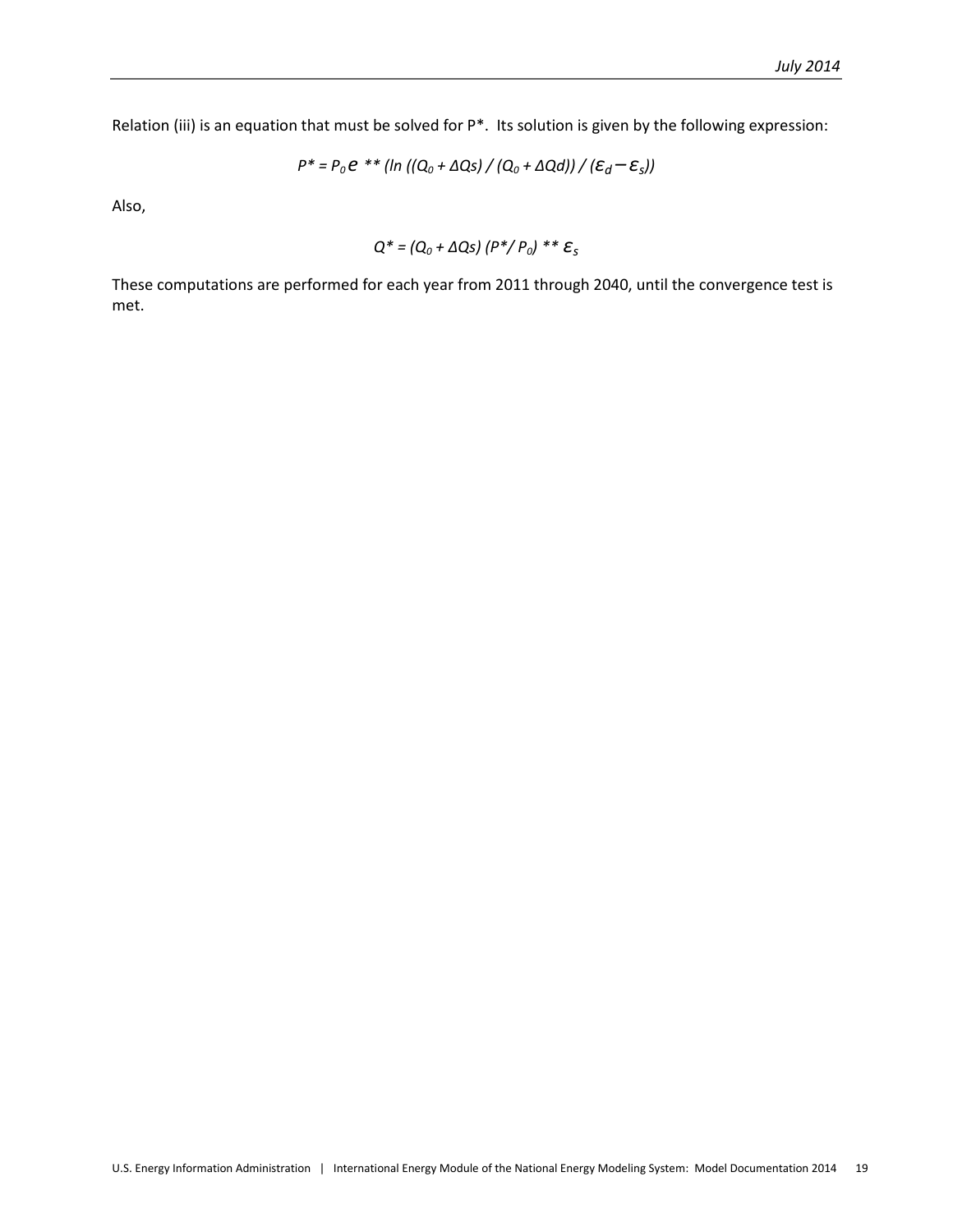Relation (iii) is an equation that must be solved for P*. Its solution is given by the following expression:

$$P^* = P_0 e ** (\ln ((Q_0 + \Delta Qs) / (Q_0 + \Delta Qd)) / (\varepsilon_d - \varepsilon_s))$$

Also,

$$Q^* = (Q_0 + \Delta Qs) (P^*/ P_0) ** \varepsilon_s$$

These computations are performed for each year from 2011 through 2040, until the convergence test is met.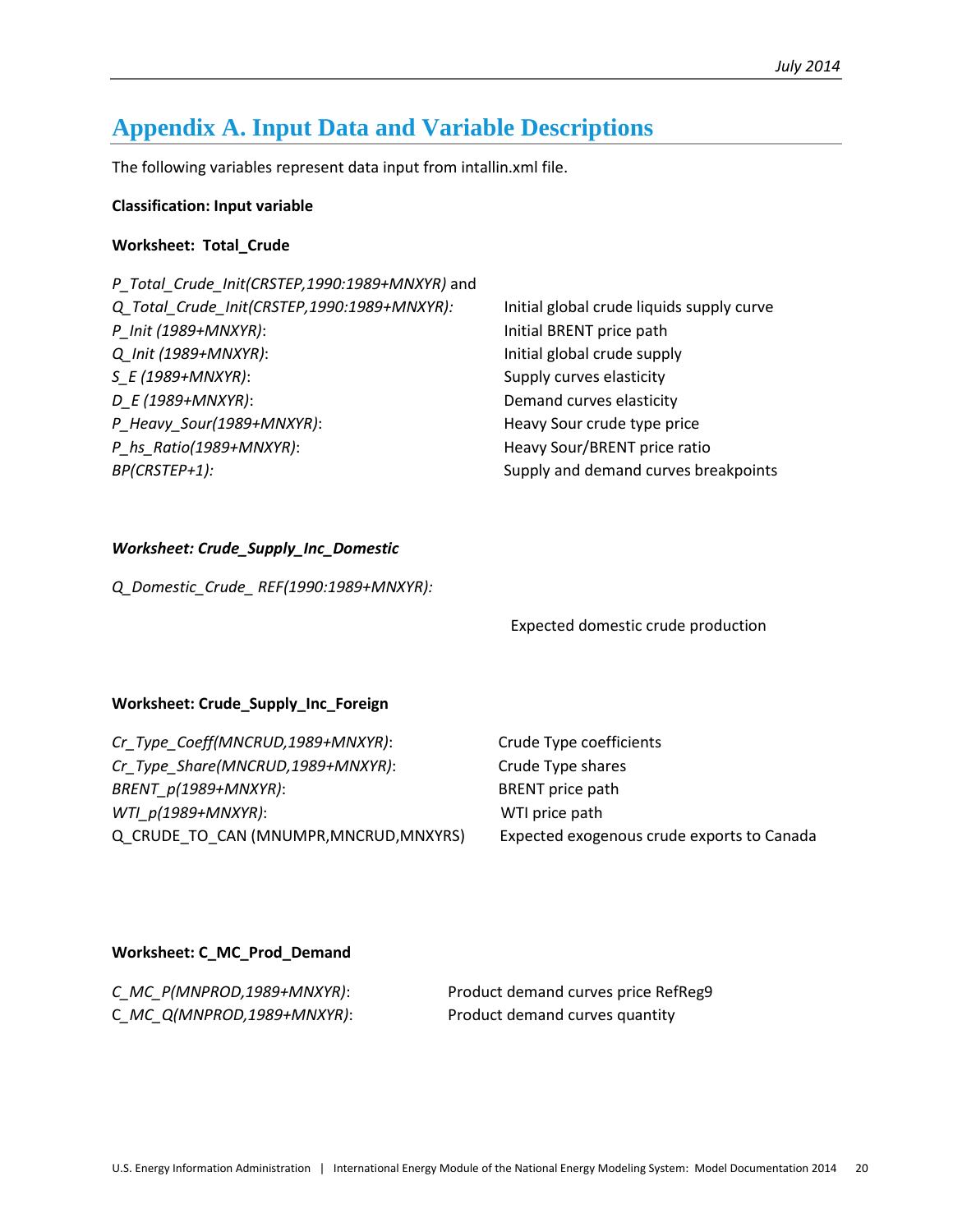# Appendix A. Input Data and Variable Descriptions

The following variables represent data input from intallin.xml file.

**Classification: Input variable**

**Worksheet: Total_Crude**

| Variable | Description |
|---|---|
| *P_Total_Crude_Init(CRSTEP,1990:1989+MNXYR)* and *Q_Total_Crude_Init(CRSTEP,1990:1989+MNXYR):* | Initial global crude liquids supply curve |
| *P_Init (1989+MNXYR)*: | Initial BRENT price path |
| *Q_Init (1989+MNXYR)*: | Initial global crude supply |
| *S_E (1989+MNXYR)*: | Supply curves elasticity |
| *D_E (1989+MNXYR)*: | Demand curves elasticity |
| *P_Heavy_Sour(1989+MNXYR)*: | Heavy Sour crude type price |
| *P_hs_Ratio(1989+MNXYR)*: | Heavy Sour/BRENT price ratio |
| *BP(CRSTEP+1):* | Supply and demand curves breakpoints |

***Worksheet: Crude_Supply_Inc_Domestic***

| Variable | Description |
|---|---|
| *Q_Domestic_Crude_ REF(1990:1989+MNXYR):* | Expected domestic crude production |

**Worksheet: Crude_Supply_Inc_Foreign**

| Variable | Description |
|---|---|
| *Cr_Type_Coeff(MNCRUD,1989+MNXYR)*: | Crude Type coefficients |
| *Cr_Type_Share(MNCRUD,1989+MNXYR)*: | Crude Type shares |
| *BRENT_p(1989+MNXYR)*: | BRENT price path |
| *WTI_p(1989+MNXYR)*: | WTI price path |
| Q_CRUDE_TO_CAN (MNUMPR,MNCRUD,MNXYRS) | Expected exogenous crude exports to Canada |

**Worksheet: C_MC_Prod_Demand**

| Variable | Description |
|---|---|
| *C_MC_P(MNPROD,1989+MNXYR)*: | Product demand curves price RefReg9 |
| C_MC_Q*(MNPROD,1989+MNXYR)*: | Product demand curves quantity |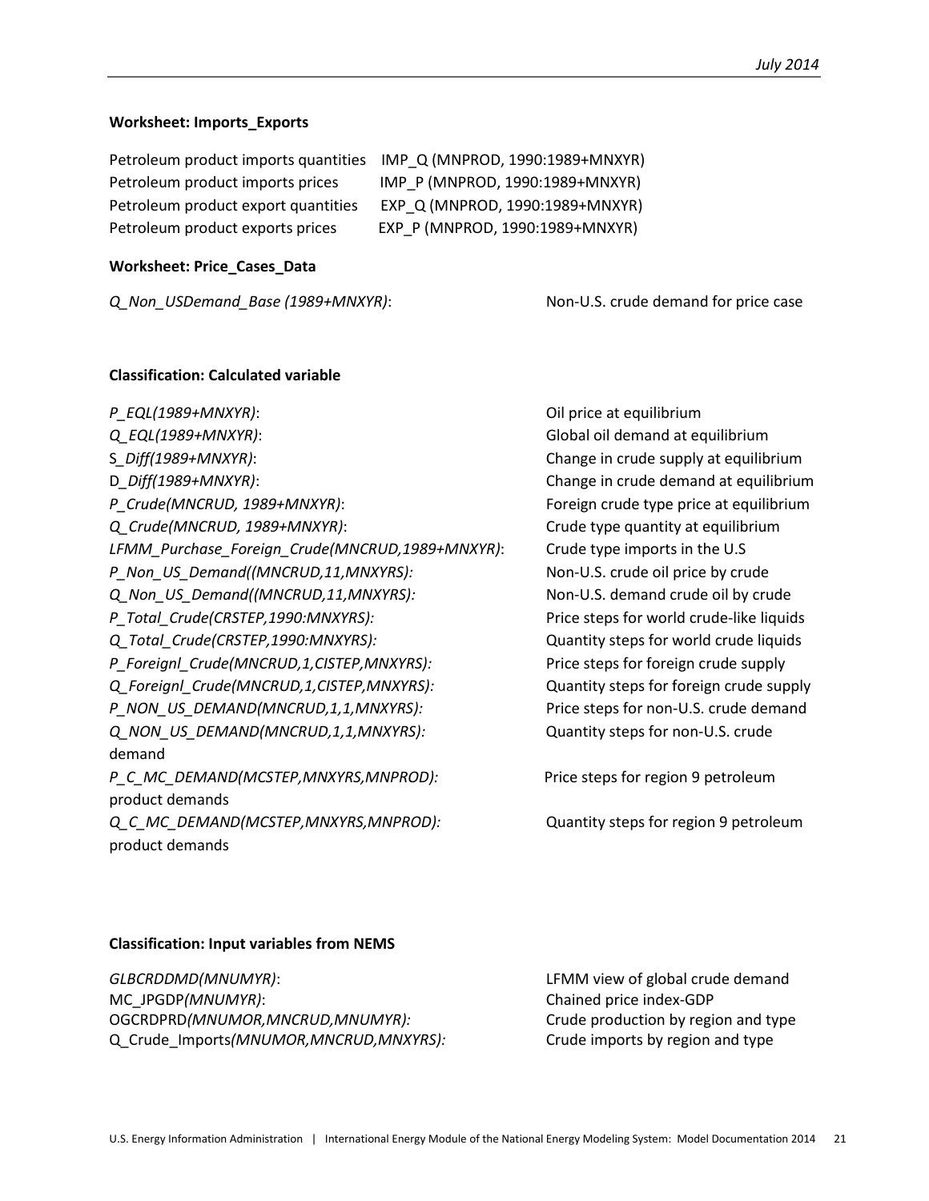**Worksheet: Imports_Exports**

Petroleum product imports quantities IMP_Q (MNPROD, 1990:1989+MNXYR)
Petroleum product imports prices IMP_P (MNPROD, 1990:1989+MNXYR)
Petroleum product export quantities EXP_Q (MNPROD, 1990:1989+MNXYR)
Petroleum product exports prices EXP_P (MNPROD, 1990:1989+MNXYR)

**Worksheet: Price_Cases_Data**

*Q_Non_USDemand_Base (1989+MNXYR)*: Non-U.S. crude demand for price case

**Classification: Calculated variable**

*P_EQL(1989+MNXYR)*: Oil price at equilibrium
*Q_EQL(1989+MNXYR)*: Global oil demand at equilibrium
S*_Diff(1989+MNXYR)*: Change in crude supply at equilibrium
D*_Diff(1989+MNXYR)*: Change in crude demand at equilibrium
*P_Crude(MNCRUD, 1989+MNXYR)*: Foreign crude type price at equilibrium
*Q_Crude(MNCRUD, 1989+MNXYR)*: Crude type quantity at equilibrium
*LFMM_Purchase_Foreign_Crude(MNCRUD,1989+MNXYR)*: Crude type imports in the U.S
*P_Non_US_Demand((MNCRUD,11,MNXYRS):* Non-U.S. crude oil price by crude
*Q_Non_US_Demand((MNCRUD,11,MNXYRS):* Non-U.S. demand crude oil by crude
*P_Total_Crude(CRSTEP,1990:MNXYRS):* Price steps for world crude-like liquids
*Q_Total_Crude(CRSTEP,1990:MNXYRS):* Quantity steps for world crude liquids
*P_Foreignl_Crude(MNCRUD,1,CISTEP,MNXYRS):* Price steps for foreign crude supply
*Q_Foreignl_Crude(MNCRUD,1,CISTEP,MNXYRS):* Quantity steps for foreign crude supply
*P_NON_US_DEMAND(MNCRUD,1,1,MNXYRS):* Price steps for non-U.S. crude demand
*Q_NON_US_DEMAND(MNCRUD,1,1,MNXYRS):* Quantity steps for non-U.S. crude demand
*P_C_MC_DEMAND(MCSTEP,MNXYRS,MNPROD):* Price steps for region 9 petroleum product demands
*Q_C_MC_DEMAND(MCSTEP,MNXYRS,MNPROD):* Quantity steps for region 9 petroleum product demands

**Classification: Input variables from NEMS**

*GLBCRDDMD(MNUMYR)*: LFMM view of global crude demand
MC_JPGDP*(MNUMYR)*: Chained price index-GDP
OGCRDPRD*(MNUMOR,MNCRUD,MNUMYR):* Crude production by region and type
Q_Crude_Imports*(MNUMOR,MNCRUD,MNXYRS):* Crude imports by region and type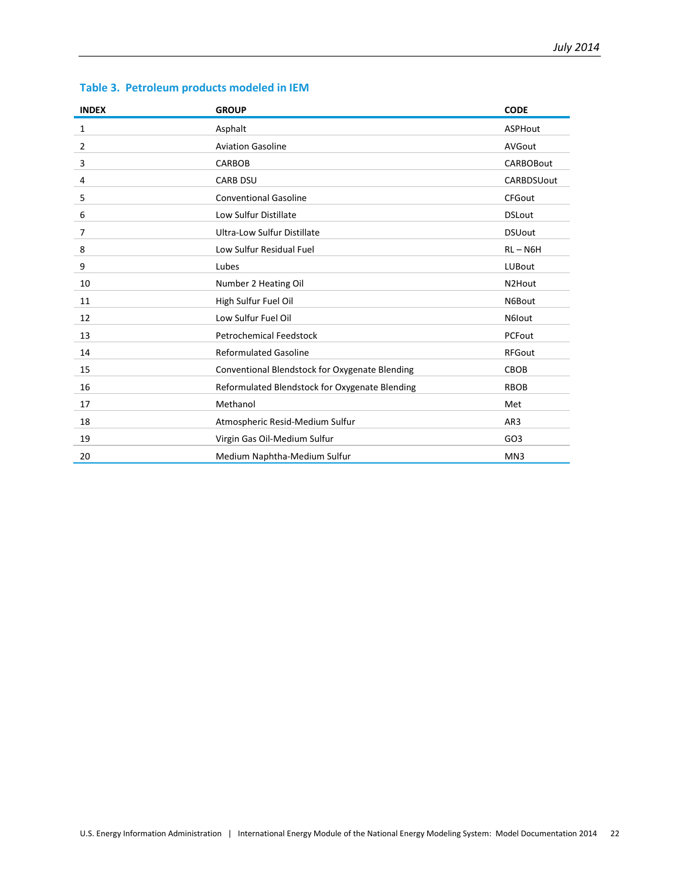### Table 3. Petroleum products modeled in IEM

| INDEX | GROUP | CODE |
|---|---|---|
| 1 | Asphalt | ASPHout |
| 2 | Aviation Gasoline | AVGout |
| 3 | CARBOB | CARBOBout |
| 4 | CARB DSU | CARBDSUout |
| 5 | Conventional Gasoline | CFGout |
| 6 | Low Sulfur Distillate | DSLout |
| 7 | Ultra-Low Sulfur Distillate | DSUout |
| 8 | Low Sulfur Residual Fuel | RL – N6H |
| 9 | Lubes | LUBout |
| 10 | Number 2 Heating Oil | N2Hout |
| 11 | High Sulfur Fuel Oil | N6Bout |
| 12 | Low Sulfur Fuel Oil | N6Iout |
| 13 | Petrochemical Feedstock | PCFout |
| 14 | Reformulated Gasoline | RFGout |
| 15 | Conventional Blendstock for Oxygenate Blending | CBOB |
| 16 | Reformulated Blendstock for Oxygenate Blending | RBOB |
| 17 | Methanol | Met |
| 18 | Atmospheric Resid-Medium Sulfur | AR3 |
| 19 | Virgin Gas Oil-Medium Sulfur | GO3 |
| 20 | Medium Naphtha-Medium Sulfur | MN3 |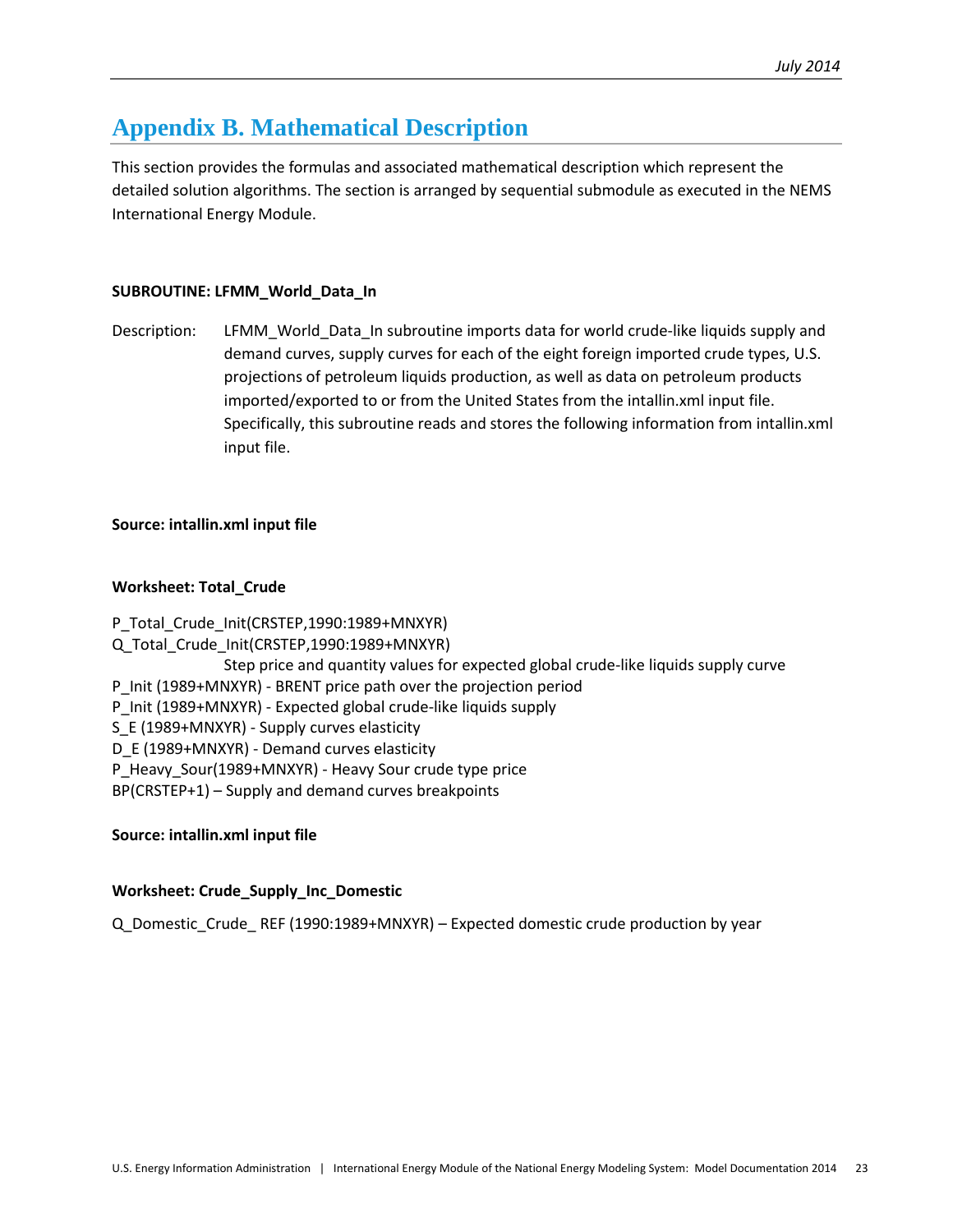# Appendix B. Mathematical Description

This section provides the formulas and associated mathematical description which represent the detailed solution algorithms. The section is arranged by sequential submodule as executed in the NEMS International Energy Module.

**SUBROUTINE: LFMM_World_Data_In**

Description: LFMM_World_Data_In subroutine imports data for world crude-like liquids supply and demand curves, supply curves for each of the eight foreign imported crude types, U.S. projections of petroleum liquids production, as well as data on petroleum products imported/exported to or from the United States from the intallin.xml input file. Specifically, this subroutine reads and stores the following information from intallin.xml input file.

**Source: intallin.xml input file**

**Worksheet: Total_Crude**

P_Total_Crude_Init(CRSTEP,1990:1989+MNXYR)
Q_Total_Crude_Init(CRSTEP,1990:1989+MNXYR)
Step price and quantity values for expected global crude-like liquids supply curve
P_Init (1989+MNXYR) - BRENT price path over the projection period
P_Init (1989+MNXYR) - Expected global crude-like liquids supply
S_E (1989+MNXYR) - Supply curves elasticity
D_E (1989+MNXYR) - Demand curves elasticity
P_Heavy_Sour(1989+MNXYR) - Heavy Sour crude type price
BP(CRSTEP+1) – Supply and demand curves breakpoints

**Source: intallin.xml input file**

**Worksheet: Crude_Supply_Inc_Domestic**

Q_Domestic_Crude_ REF (1990:1989+MNXYR) – Expected domestic crude production by year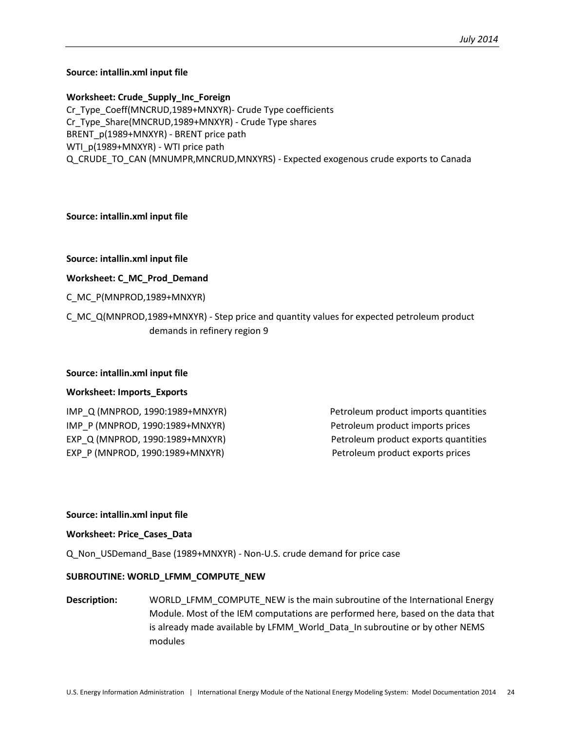**Source: intallin.xml input file**

**Worksheet: Crude_Supply_Inc_Foreign**

Cr_Type_Coeff(MNCRUD,1989+MNXYR)- Crude Type coefficients
Cr_Type_Share(MNCRUD,1989+MNXYR) - Crude Type shares
BRENT_p(1989+MNXYR) - BRENT price path
WTI_p(1989+MNXYR) - WTI price path
Q_CRUDE_TO_CAN (MNUMPR,MNCRUD,MNXYRS) - Expected exogenous crude exports to Canada

**Source: intallin.xml input file**

**Source: intallin.xml input file**

**Worksheet: C_MC_Prod_Demand**

C_MC_P(MNPROD,1989+MNXYR)

C_MC_Q(MNPROD,1989+MNXYR) - Step price and quantity values for expected petroleum product demands in refinery region 9

**Source: intallin.xml input file**

**Worksheet: Imports_Exports**

| | |
|---|---|
| IMP_Q (MNPROD, 1990:1989+MNXYR) | Petroleum product imports quantities |
| IMP_P (MNPROD, 1990:1989+MNXYR) | Petroleum product imports prices |
| EXP_Q (MNPROD, 1990:1989+MNXYR) | Petroleum product exports quantities |
| EXP_P (MNPROD, 1990:1989+MNXYR) | Petroleum product exports prices |

**Source: intallin.xml input file**

**Worksheet: Price_Cases_Data**

Q_Non_USDemand_Base (1989+MNXYR) - Non-U.S. crude demand for price case

**SUBROUTINE: WORLD_LFMM_COMPUTE_NEW**

**Description:** WORLD_LFMM_COMPUTE_NEW is the main subroutine of the International Energy Module. Most of the IEM computations are performed here, based on the data that is already made available by LFMM_World_Data_In subroutine or by other NEMS modules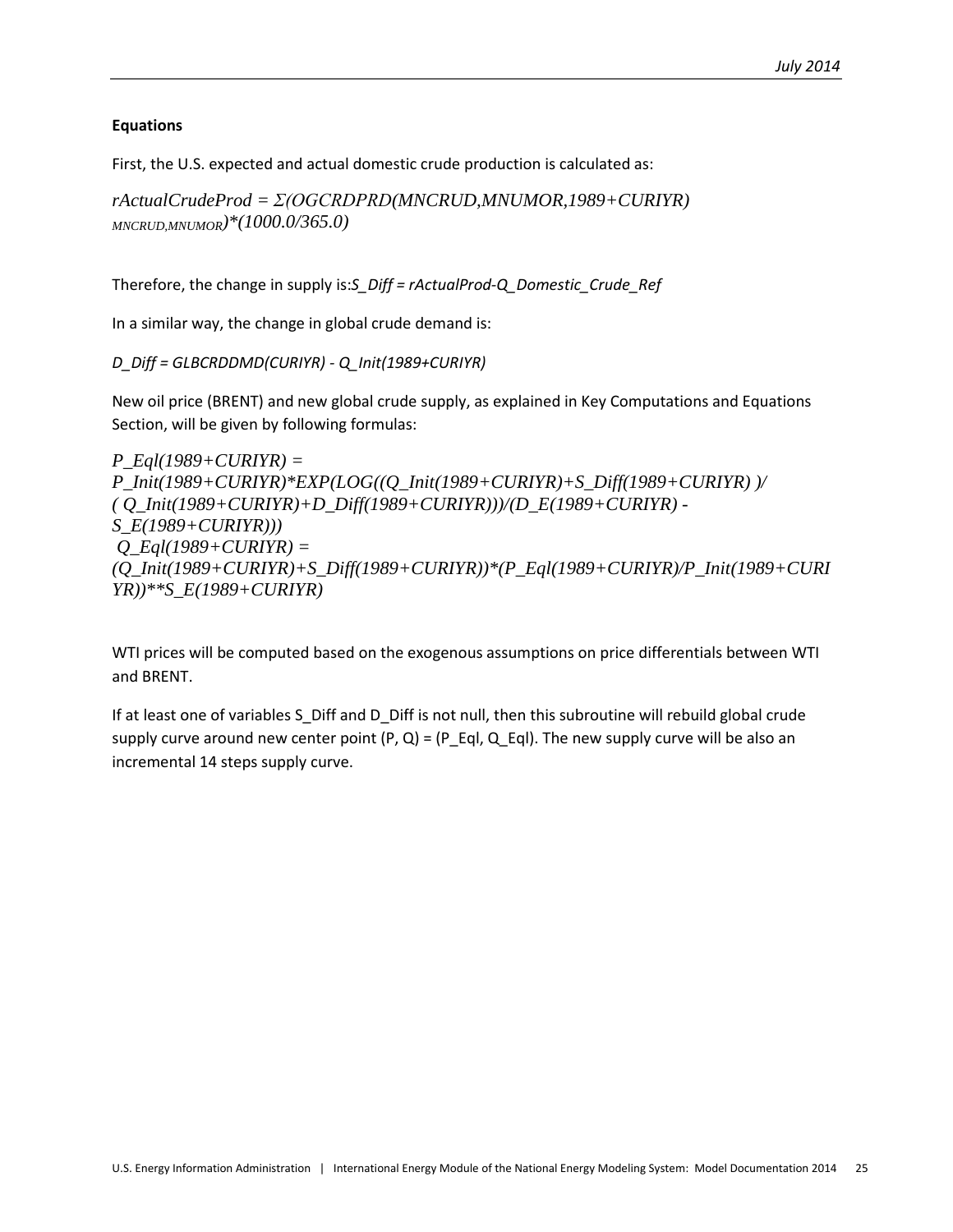**Equations**

First, the U.S. expected and actual domestic crude production is calculated as:

$$rActualCrudeProd = \Sigma(OGCRDPRD(MNCRUD,MNUMOR,1989+CURIYR)_{MNCRUD,MNUMOR})*(1000.0/365.0)$$

Therefore, the change in supply is:*S_Diff = rActualProd-Q_Domestic_Crude_Ref*

In a similar way, the change in global crude demand is:

*D_Diff = GLBCRDDMD(CURIYR) - Q_Init(1989+CURIYR)*

New oil price (BRENT) and new global crude supply, as explained in Key Computations and Equations Section, will be given by following formulas:

$$P\_Eql(1989+CURIYR) = P\_Init(1989+CURIYR)*EXP(LOG((Q\_Init(1989+CURIYR)+S\_Diff(1989+CURIYR))/(Q\_Init(1989+CURIYR)+D\_Diff(1989+CURIYR)))/(D\_E(1989+CURIYR) - S\_E(1989+CURIYR)))$$

$$Q\_Eql(1989+CURIYR) = (Q\_Init(1989+CURIYR)+S\_Diff(1989+CURIYR))*(P\_Eql(1989+CURIYR)/P\_Init(1989+CURIYR))**S\_E(1989+CURIYR)$$

WTI prices will be computed based on the exogenous assumptions on price differentials between WTI and BRENT.

If at least one of variables S_Diff and D_Diff is not null, then this subroutine will rebuild global crude supply curve around new center point (P, Q) = (P_Eql, Q_Eql). The new supply curve will be also an incremental 14 steps supply curve.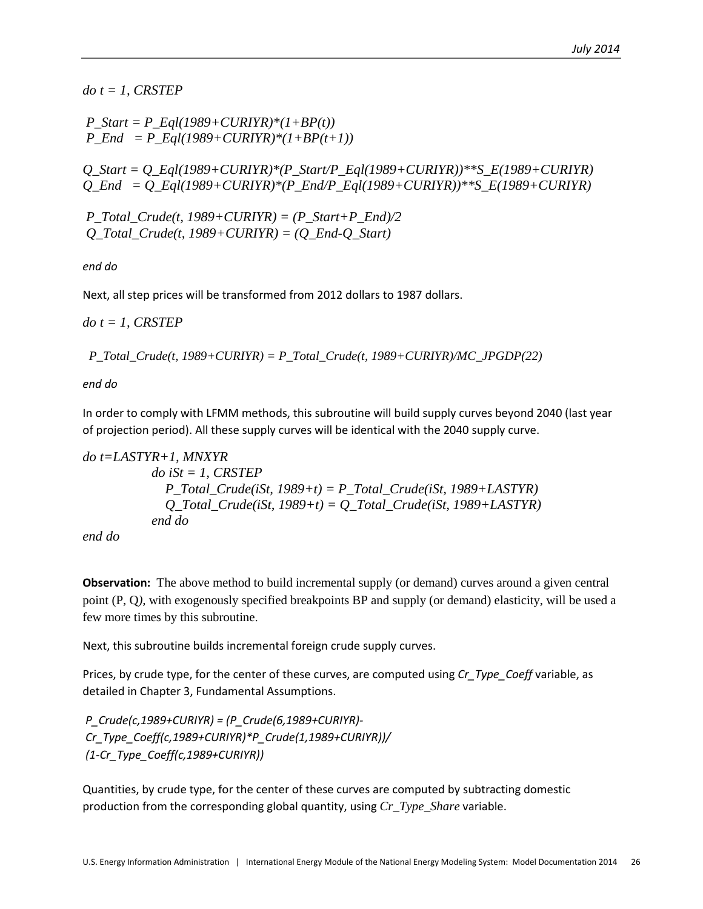```
do t = 1, CRSTEP

 P_Start = P_Eql(1989+CURIYR)*(1+BP(t))
 P_End   = P_Eql(1989+CURIYR)*(1+BP(t+1))

Q_Start = Q_Eql(1989+CURIYR)*(P_Start/P_Eql(1989+CURIYR))**S_E(1989+CURIYR)
Q_End   = Q_Eql(1989+CURIYR)*(P_End/P_Eql(1989+CURIYR))**S_E(1989+CURIYR)

 P_Total_Crude(t, 1989+CURIYR) = (P_Start+P_End)/2
 Q_Total_Crude(t, 1989+CURIYR) = (Q_End-Q_Start)

end do
```

Next, all step prices will be transformed from 2012 dollars to 1987 dollars.

```
do t = 1, CRSTEP

  P_Total_Crude(t, 1989+CURIYR) = P_Total_Crude(t, 1989+CURIYR)/MC_JPGDP(22)

end do
```

In order to comply with LFMM methods, this subroutine will build supply curves beyond 2040 (last year of projection period). All these supply curves will be identical with the 2040 supply curve.

```
do t=LASTYR+1, MNXYR
            do iSt = 1, CRSTEP
               P_Total_Crude(iSt, 1989+t) = P_Total_Crude(iSt, 1989+LASTYR)
               Q_Total_Crude(iSt, 1989+t) = Q_Total_Crude(iSt, 1989+LASTYR)
            end do
end do
```

**Observation:** The above method to build incremental supply (or demand) curves around a given central point (P, Q), with exogenously specified breakpoints BP and supply (or demand) elasticity, will be used a few more times by this subroutine.

Next, this subroutine builds incremental foreign crude supply curves.

Prices, by crude type, for the center of these curves, are computed using *Cr_Type_Coeff* variable, as detailed in Chapter 3, Fundamental Assumptions.

```
P_Crude(c,1989+CURIYR) = (P_Crude(6,1989+CURIYR)-
Cr_Type_Coeff(c,1989+CURIYR)*P_Crude(1,1989+CURIYR))/
(1-Cr_Type_Coeff(c,1989+CURIYR))
```

Quantities, by crude type, for the center of these curves are computed by subtracting domestic production from the corresponding global quantity, using *Cr_Type_Share* variable.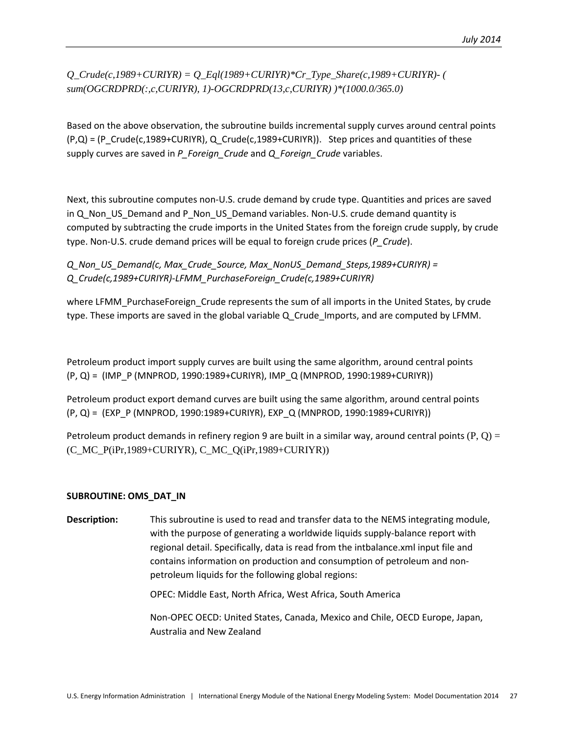*Q_Crude(c,1989+CURIYR) = Q_Eql(1989+CURIYR)*Cr_Type_Share(c,1989+CURIYR)- ( sum(OGCRDPRD(:,c,CURIYR), 1)-OGCRDPRD(13,c,CURIYR) )*(1000.0/365.0)*

Based on the above observation, the subroutine builds incremental supply curves around central points (P,Q) = (P_Crude(c,1989+CURIYR), Q_Crude(c,1989+CURIYR)). Step prices and quantities of these supply curves are saved in *P_Foreign_Crude* and *Q_Foreign_Crude* variables.

Next, this subroutine computes non-U.S. crude demand by crude type. Quantities and prices are saved in Q_Non_US_Demand and P_Non_US_Demand variables. Non-U.S. crude demand quantity is computed by subtracting the crude imports in the United States from the foreign crude supply, by crude type. Non-U.S. crude demand prices will be equal to foreign crude prices (*P_Crude*).

*Q_Non_US_Demand(c, Max_Crude_Source, Max_NonUS_Demand_Steps,1989+CURIYR) = Q_Crude(c,1989+CURIYR)-LFMM_PurchaseForeign_Crude(c,1989+CURIYR)*

where LFMM_PurchaseForeign_Crude represents the sum of all imports in the United States, by crude type. These imports are saved in the global variable Q_Crude_Imports, and are computed by LFMM.

Petroleum product import supply curves are built using the same algorithm, around central points (P, Q) = (IMP_P (MNPROD, 1990:1989+CURIYR), IMP_Q (MNPROD, 1990:1989+CURIYR))

Petroleum product export demand curves are built using the same algorithm, around central points (P, Q) = (EXP_P (MNPROD, 1990:1989+CURIYR), EXP_Q (MNPROD, 1990:1989+CURIYR))

Petroleum product demands in refinery region 9 are built in a similar way, around central points (P, Q) = (C_MC_P(iPr,1989+CURIYR), C_MC_Q(iPr,1989+CURIYR))

**SUBROUTINE: OMS_DAT_IN**

**Description:** This subroutine is used to read and transfer data to the NEMS integrating module, with the purpose of generating a worldwide liquids supply-balance report with regional detail. Specifically, data is read from the intbalance.xml input file and contains information on production and consumption of petroleum and non-petroleum liquids for the following global regions:

OPEC: Middle East, North Africa, West Africa, South America

Non-OPEC OECD: United States, Canada, Mexico and Chile, OECD Europe, Japan, Australia and New Zealand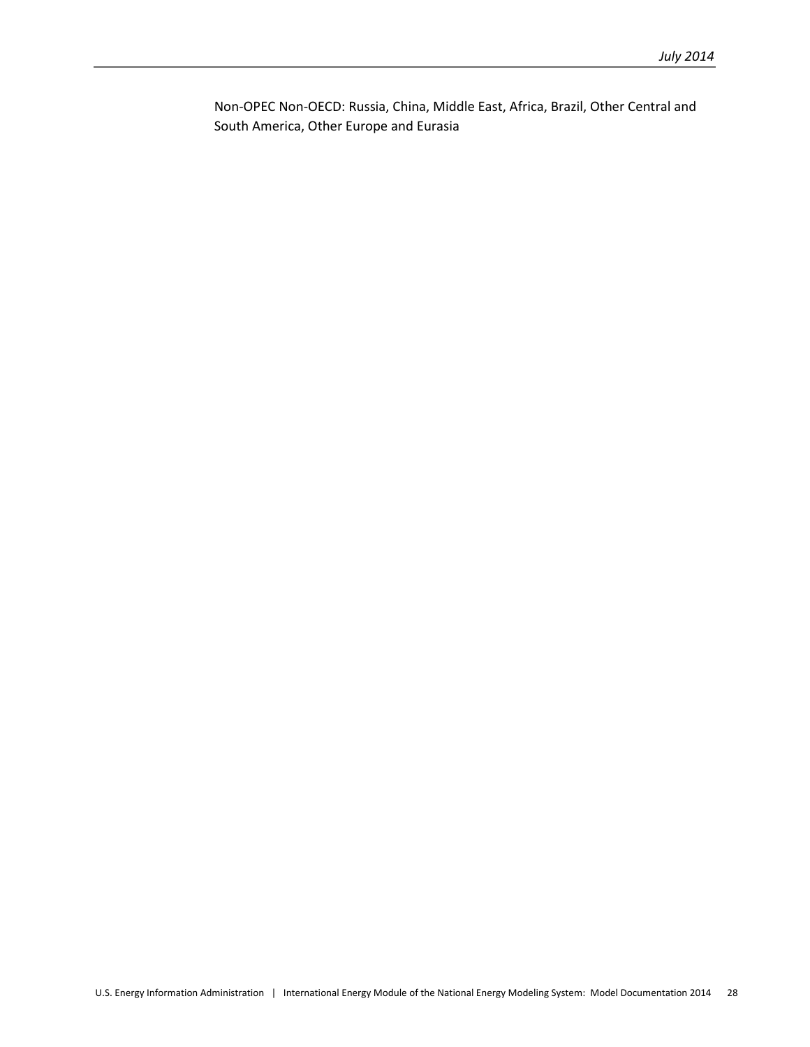Non-OPEC Non-OECD: Russia, China, Middle East, Africa, Brazil, Other Central and South America, Other Europe and Eurasia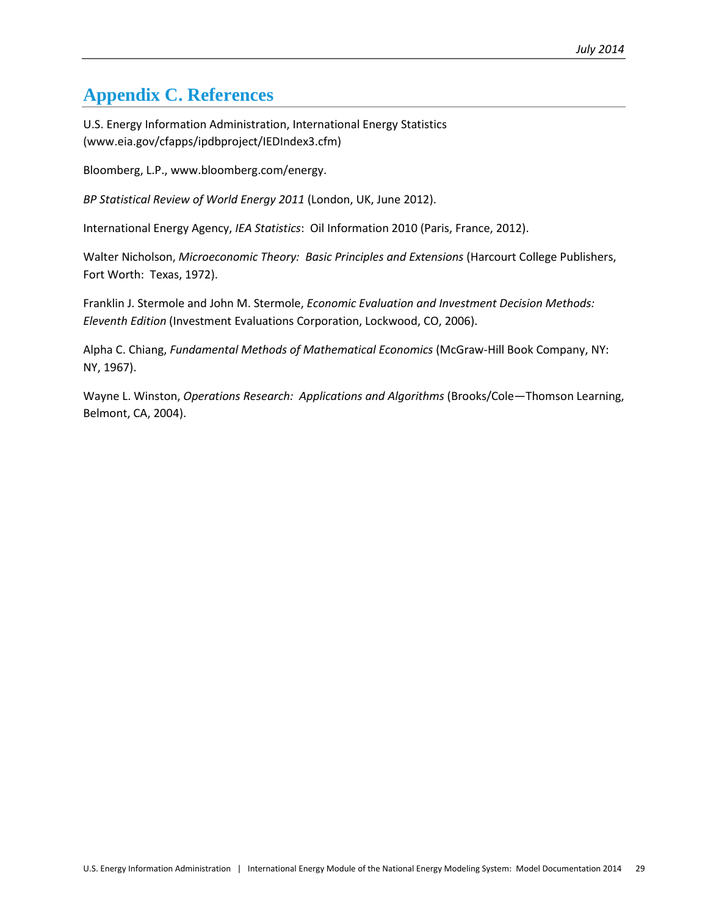# Appendix C. References

U.S. Energy Information Administration, International Energy Statistics (www.eia.gov/cfapps/ipdbproject/IEDIndex3.cfm)

Bloomberg, L.P., www.bloomberg.com/energy.

*BP Statistical Review of World Energy 2011* (London, UK, June 2012).

International Energy Agency, *IEA Statistics*: Oil Information 2010 (Paris, France, 2012).

Walter Nicholson, *Microeconomic Theory: Basic Principles and Extensions* (Harcourt College Publishers, Fort Worth: Texas, 1972).

Franklin J. Stermole and John M. Stermole, *Economic Evaluation and Investment Decision Methods: Eleventh Edition* (Investment Evaluations Corporation, Lockwood, CO, 2006).

Alpha C. Chiang, *Fundamental Methods of Mathematical Economics* (McGraw-Hill Book Company, NY: NY, 1967).

Wayne L. Winston, *Operations Research: Applications and Algorithms* (Brooks/Cole—Thomson Learning, Belmont, CA, 2004).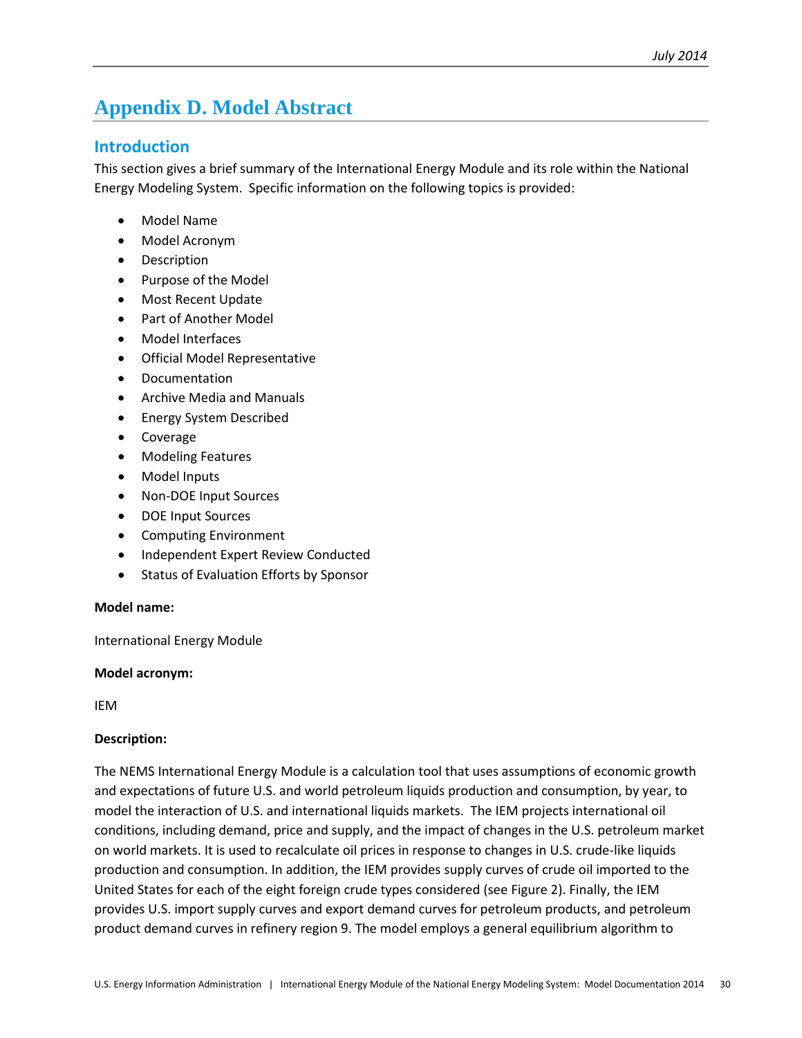# Appendix D. Model Abstract

## Introduction

This section gives a brief summary of the International Energy Module and its role within the National Energy Modeling System. Specific information on the following topics is provided:

- Model Name
- Model Acronym
- Description
- Purpose of the Model
- Most Recent Update
- Part of Another Model
- Model Interfaces
- Official Model Representative
- Documentation
- Archive Media and Manuals
- Energy System Described
- Coverage
- Modeling Features
- Model Inputs
- Non-DOE Input Sources
- DOE Input Sources
- Computing Environment
- Independent Expert Review Conducted
- Status of Evaluation Efforts by Sponsor

**Model name:**

International Energy Module

**Model acronym:**

IEM

**Description:**

The NEMS International Energy Module is a calculation tool that uses assumptions of economic growth and expectations of future U.S. and world petroleum liquids production and consumption, by year, to model the interaction of U.S. and international liquids markets. The IEM projects international oil conditions, including demand, price and supply, and the impact of changes in the U.S. petroleum market on world markets. It is used to recalculate oil prices in response to changes in U.S. crude-like liquids production and consumption. In addition, the IEM provides supply curves of crude oil imported to the United States for each of the eight foreign crude types considered (see Figure 2). Finally, the IEM provides U.S. import supply curves and export demand curves for petroleum products, and petroleum product demand curves in refinery region 9. The model employs a general equilibrium algorithm to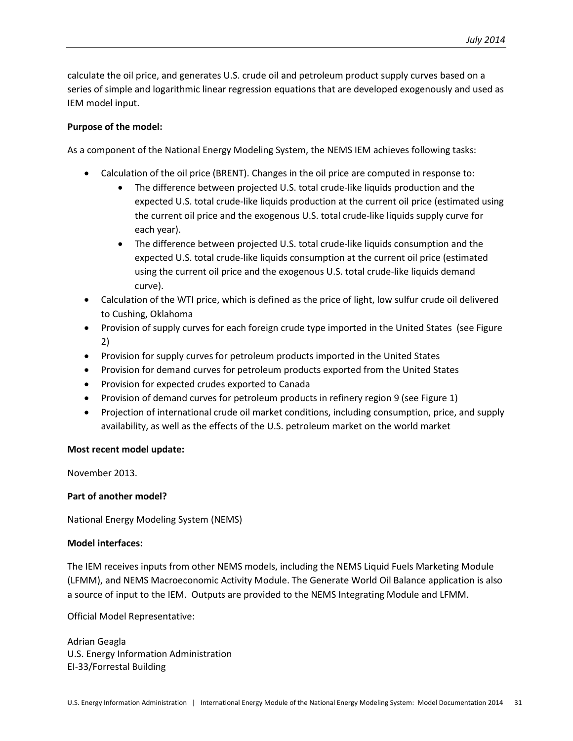calculate the oil price, and generates U.S. crude oil and petroleum product supply curves based on a series of simple and logarithmic linear regression equations that are developed exogenously and used as IEM model input.

**Purpose of the model:**

As a component of the National Energy Modeling System, the NEMS IEM achieves following tasks:

- Calculation of the oil price (BRENT). Changes in the oil price are computed in response to:
  - The difference between projected U.S. total crude-like liquids production and the expected U.S. total crude-like liquids production at the current oil price (estimated using the current oil price and the exogenous U.S. total crude-like liquids supply curve for each year).
  - The difference between projected U.S. total crude-like liquids consumption and the expected U.S. total crude-like liquids consumption at the current oil price (estimated using the current oil price and the exogenous U.S. total crude-like liquids demand curve).
- Calculation of the WTI price, which is defined as the price of light, low sulfur crude oil delivered to Cushing, Oklahoma
- Provision of supply curves for each foreign crude type imported in the United States (see Figure 2)
- Provision for supply curves for petroleum products imported in the United States
- Provision for demand curves for petroleum products exported from the United States
- Provision for expected crudes exported to Canada
- Provision of demand curves for petroleum products in refinery region 9 (see Figure 1)
- Projection of international crude oil market conditions, including consumption, price, and supply availability, as well as the effects of the U.S. petroleum market on the world market

**Most recent model update:**

November 2013.

**Part of another model?**

National Energy Modeling System (NEMS)

**Model interfaces:**

The IEM receives inputs from other NEMS models, including the NEMS Liquid Fuels Marketing Module (LFMM), and NEMS Macroeconomic Activity Module. The Generate World Oil Balance application is also a source of input to the IEM. Outputs are provided to the NEMS Integrating Module and LFMM.

Official Model Representative:

Adrian Geagla
U.S. Energy Information Administration
EI-33/Forrestal Building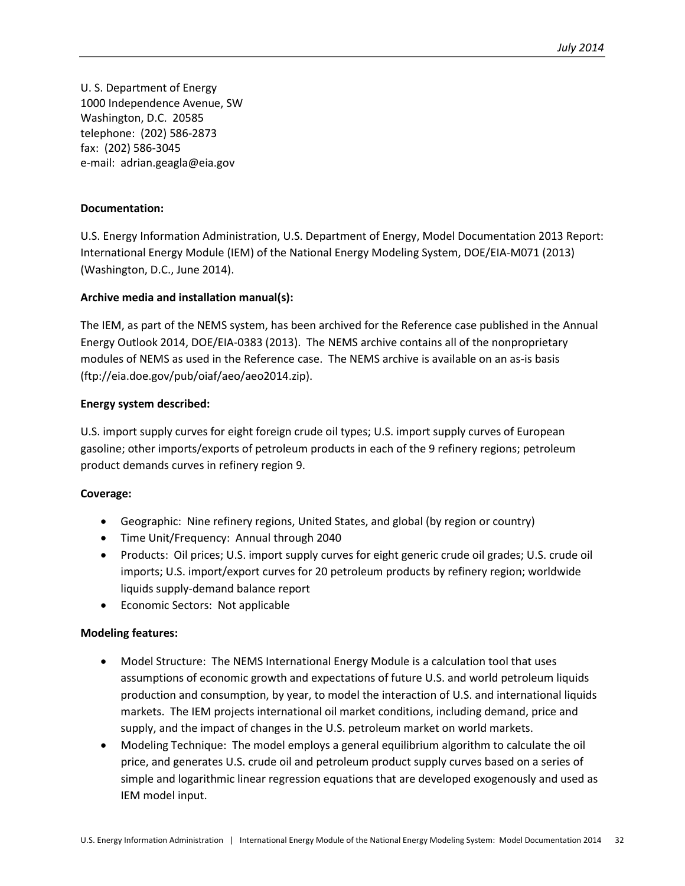U. S. Department of Energy  
1000 Independence Avenue, SW  
Washington, D.C. 20585  
telephone: (202) 586-2873  
fax: (202) 586-3045  
e-mail: adrian.geagla@eia.gov

**Documentation:**

U.S. Energy Information Administration, U.S. Department of Energy, Model Documentation 2013 Report: International Energy Module (IEM) of the National Energy Modeling System, DOE/EIA-M071 (2013) (Washington, D.C., June 2014).

**Archive media and installation manual(s):**

The IEM, as part of the NEMS system, has been archived for the Reference case published in the Annual Energy Outlook 2014, DOE/EIA-0383 (2013). The NEMS archive contains all of the nonproprietary modules of NEMS as used in the Reference case. The NEMS archive is available on an as-is basis (ftp://eia.doe.gov/pub/oiaf/aeo/aeo2014.zip).

**Energy system described:**

U.S. import supply curves for eight foreign crude oil types; U.S. import supply curves of European gasoline; other imports/exports of petroleum products in each of the 9 refinery regions; petroleum product demands curves in refinery region 9.

**Coverage:**

- Geographic: Nine refinery regions, United States, and global (by region or country)
- Time Unit/Frequency: Annual through 2040
- Products: Oil prices; U.S. import supply curves for eight generic crude oil grades; U.S. crude oil imports; U.S. import/export curves for 20 petroleum products by refinery region; worldwide liquids supply-demand balance report
- Economic Sectors: Not applicable

**Modeling features:**

- Model Structure: The NEMS International Energy Module is a calculation tool that uses assumptions of economic growth and expectations of future U.S. and world petroleum liquids production and consumption, by year, to model the interaction of U.S. and international liquids markets. The IEM projects international oil market conditions, including demand, price and supply, and the impact of changes in the U.S. petroleum market on world markets.
- Modeling Technique: The model employs a general equilibrium algorithm to calculate the oil price, and generates U.S. crude oil and petroleum product supply curves based on a series of simple and logarithmic linear regression equations that are developed exogenously and used as IEM model input.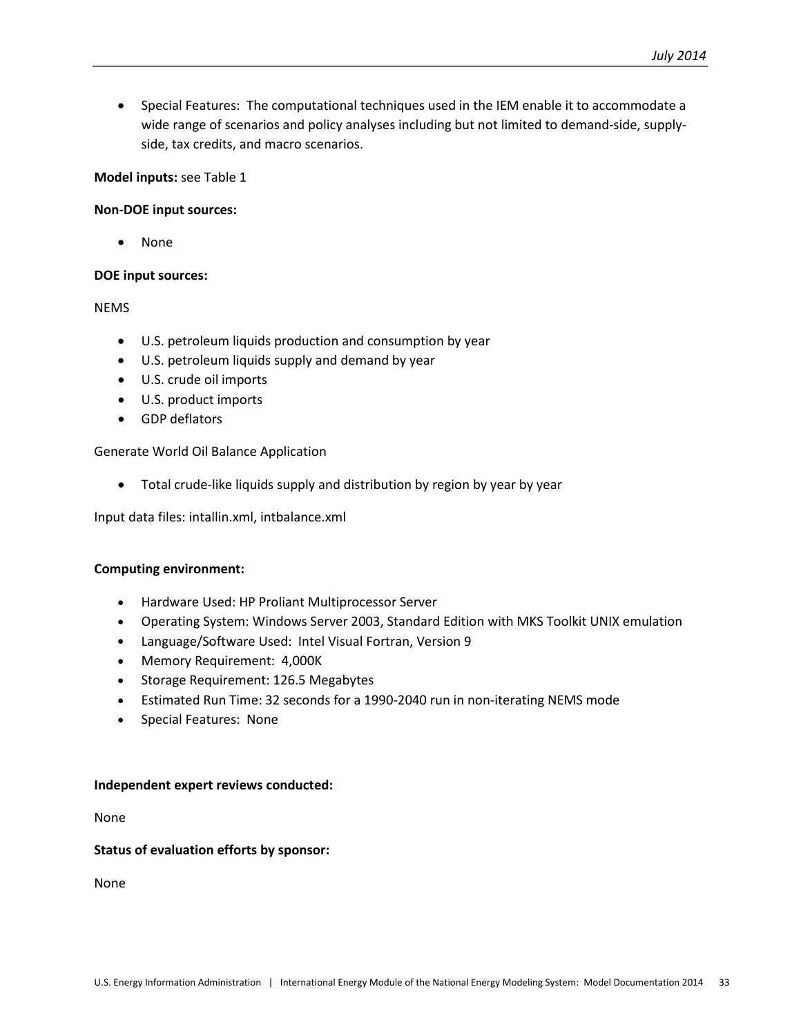- Special Features: The computational techniques used in the IEM enable it to accommodate a wide range of scenarios and policy analyses including but not limited to demand-side, supply-side, tax credits, and macro scenarios.

**Model inputs:** see Table 1

**Non-DOE input sources:**

- None

**DOE input sources:**

NEMS

- U.S. petroleum liquids production and consumption by year
- U.S. petroleum liquids supply and demand by year
- U.S. crude oil imports
- U.S. product imports
- GDP deflators

Generate World Oil Balance Application

- Total crude-like liquids supply and distribution by region by year by year

Input data files: intallin.xml, intbalance.xml

**Computing environment:**

- Hardware Used: HP Proliant Multiprocessor Server
- Operating System: Windows Server 2003, Standard Edition with MKS Toolkit UNIX emulation
- Language/Software Used: Intel Visual Fortran, Version 9
- Memory Requirement: 4,000K
- Storage Requirement: 126.5 Megabytes
- Estimated Run Time: 32 seconds for a 1990-2040 run in non-iterating NEMS mode
- Special Features: None

**Independent expert reviews conducted:**

None

**Status of evaluation efforts by sponsor:**

None